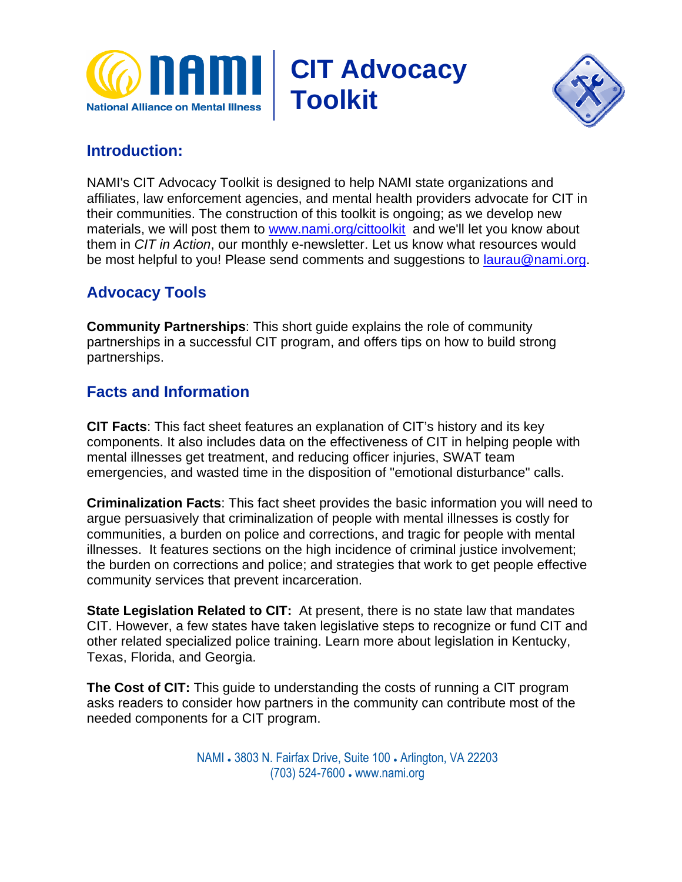# CIT Advocacy Toolkit

## Introduction:

NAMI's CIT Advocacy Toolkit is designed to help NAMI state organizations and affiliates, law enforcement agencies, and mental health providers advocate for CIT in their communities. The construction of this toolkit is ongoing; as we develop new materials, we will post them to www.nami.org/cittoolkit and we'll let you know about them in *CIT in Action*, our monthly e-newsletter. Let us know what resources would be most helpful to you! Please send comments and suggestions to laurau@nami.org.

## Advocacy Tools

**Community Partnerships**: This short guide explains the role of community partnerships in a successful CIT program, and offers tips on how to build strong partnerships.

## Facts and Information

**CIT Facts**: This fact sheet features an explanation of CIT's history and its key components. It also includes data on the effectiveness of CIT in helping people with mental illnesses get treatment, and reducing officer injuries, SWAT team emergencies, and wasted time in the disposition of "emotional disturbance" calls.

**Criminalization Facts**: This fact sheet provides the basic information you will need to argue persuasively that criminalization of people with mental illnesses is costly for communities, a burden on police and corrections, and tragic for people with mental illnesses. It features sections on the high incidence of criminal justice involvement; the burden on corrections and police; and strategies that work to get people effective community services that prevent incarceration.

**State Legislation Related to CIT:** At present, there is no state law that mandates CIT. However, a few states have taken legislative steps to recognize or fund CIT and other related specialized police training. Learn more about legislation in Kentucky, Texas, Florida, and Georgia.

**The Cost of CIT:** This guide to understanding the costs of running a CIT program asks readers to consider how partners in the community can contribute most of the needed components for a CIT program.

NAMI • 3803 N. Fairfax Drive, Suite 100 • Arlington, VA 22203
(703) 524-7600 • www.nami.org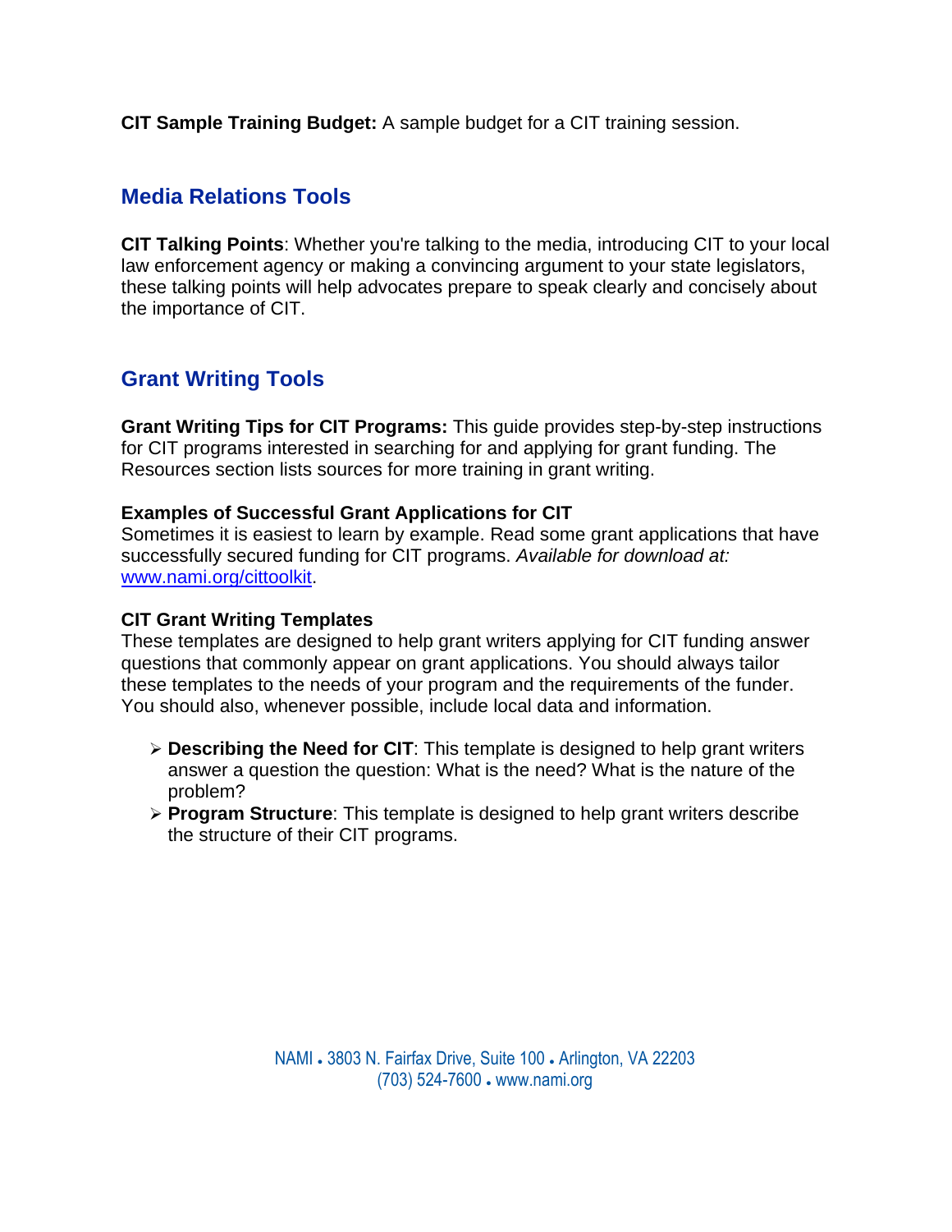**CIT Sample Training Budget:** A sample budget for a CIT training session.

## Media Relations Tools

**CIT Talking Points**: Whether you're talking to the media, introducing CIT to your local law enforcement agency or making a convincing argument to your state legislators, these talking points will help advocates prepare to speak clearly and concisely about the importance of CIT.

## Grant Writing Tools

**Grant Writing Tips for CIT Programs:** This guide provides step-by-step instructions for CIT programs interested in searching for and applying for grant funding. The Resources section lists sources for more training in grant writing.

**Examples of Successful Grant Applications for CIT**
Sometimes it is easiest to learn by example. Read some grant applications that have successfully secured funding for CIT programs. *Available for download at:* www.nami.org/cittoolkit.

**CIT Grant Writing Templates**
These templates are designed to help grant writers applying for CIT funding answer questions that commonly appear on grant applications. You should always tailor these templates to the needs of your program and the requirements of the funder. You should also, whenever possible, include local data and information.

- **Describing the Need for CIT**: This template is designed to help grant writers answer a question the question: What is the need? What is the nature of the problem?
- **Program Structure**: This template is designed to help grant writers describe the structure of their CIT programs.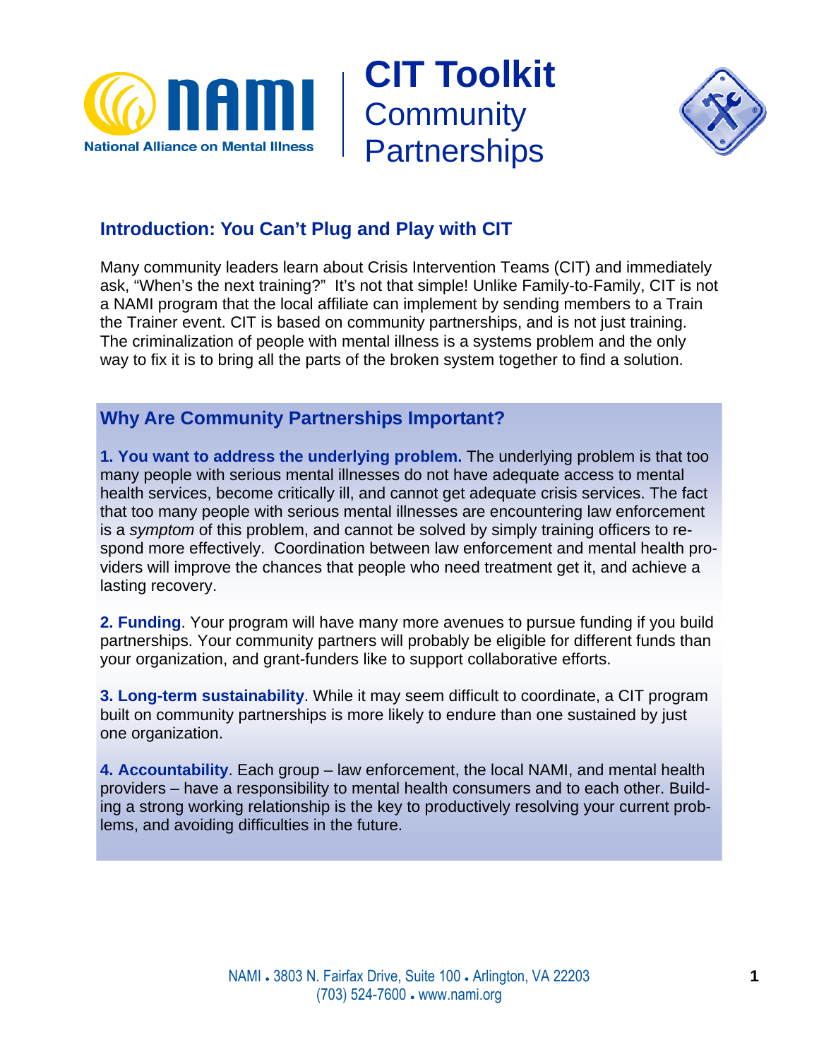# CIT Toolkit
## Community Partnerships

NAMI National Alliance on Mental Illness

### Introduction: You Can't Plug and Play with CIT

Many community leaders learn about Crisis Intervention Teams (CIT) and immediately ask, "When's the next training?" It's not that simple! Unlike Family-to-Family, CIT is not a NAMI program that the local affiliate can implement by sending members to a Train the Trainer event. CIT is based on community partnerships, and is not just training. The criminalization of people with mental illness is a systems problem and the only way to fix it is to bring all the parts of the broken system together to find a solution.

### Why Are Community Partnerships Important?

**1. You want to address the underlying problem.** The underlying problem is that too many people with serious mental illnesses do not have adequate access to mental health services, become critically ill, and cannot get adequate crisis services. The fact that too many people with serious mental illnesses are encountering law enforcement is a *symptom* of this problem, and cannot be solved by simply training officers to respond more effectively. Coordination between law enforcement and mental health providers will improve the chances that people who need treatment get it, and achieve a lasting recovery.

**2. Funding**. Your program will have many more avenues to pursue funding if you build partnerships. Your community partners will probably be eligible for different funds than your organization, and grant-funders like to support collaborative efforts.

**3. Long-term sustainability**. While it may seem difficult to coordinate, a CIT program built on community partnerships is more likely to endure than one sustained by just one organization.

**4. Accountability**. Each group – law enforcement, the local NAMI, and mental health providers – have a responsibility to mental health consumers and to each other. Building a strong working relationship is the key to productively resolving your current problems, and avoiding difficulties in the future.

NAMI • 3803 N. Fairfax Drive, Suite 100 • Arlington, VA 22203
(703) 524-7600 • www.nami.org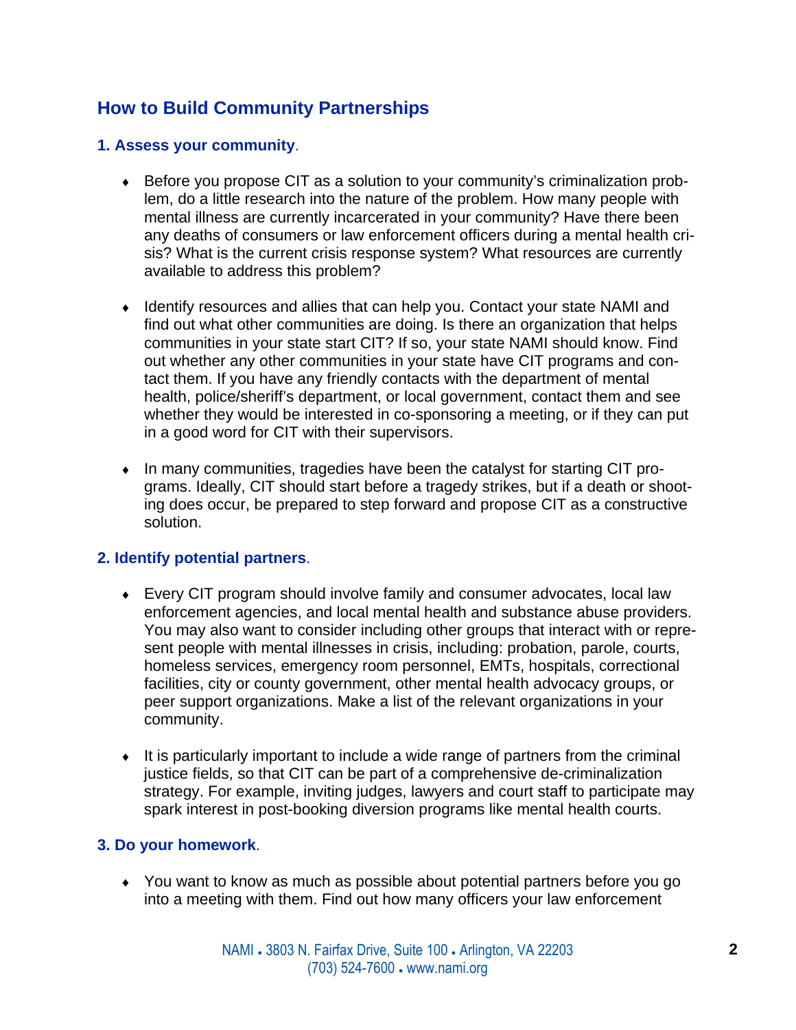## How to Build Community Partnerships

### 1. Assess your community.

- Before you propose CIT as a solution to your community's criminalization problem, do a little research into the nature of the problem. How many people with mental illness are currently incarcerated in your community? Have there been any deaths of consumers or law enforcement officers during a mental health crisis? What is the current crisis response system? What resources are currently available to address this problem?

- Identify resources and allies that can help you. Contact your state NAMI and find out what other communities are doing. Is there an organization that helps communities in your state start CIT? If so, your state NAMI should know. Find out whether any other communities in your state have CIT programs and contact them. If you have any friendly contacts with the department of mental health, police/sheriff's department, or local government, contact them and see whether they would be interested in co-sponsoring a meeting, or if they can put in a good word for CIT with their supervisors.

- In many communities, tragedies have been the catalyst for starting CIT programs. Ideally, CIT should start before a tragedy strikes, but if a death or shooting does occur, be prepared to step forward and propose CIT as a constructive solution.

### 2. Identify potential partners.

- Every CIT program should involve family and consumer advocates, local law enforcement agencies, and local mental health and substance abuse providers. You may also want to consider including other groups that interact with or represent people with mental illnesses in crisis, including: probation, parole, courts, homeless services, emergency room personnel, EMTs, hospitals, correctional facilities, city or county government, other mental health advocacy groups, or peer support organizations. Make a list of the relevant organizations in your community.

- It is particularly important to include a wide range of partners from the criminal justice fields, so that CIT can be part of a comprehensive de-criminalization strategy. For example, inviting judges, lawyers and court staff to participate may spark interest in post-booking diversion programs like mental health courts.

### 3. Do your homework.

- You want to know as much as possible about potential partners before you go into a meeting with them. Find out how many officers your law enforcement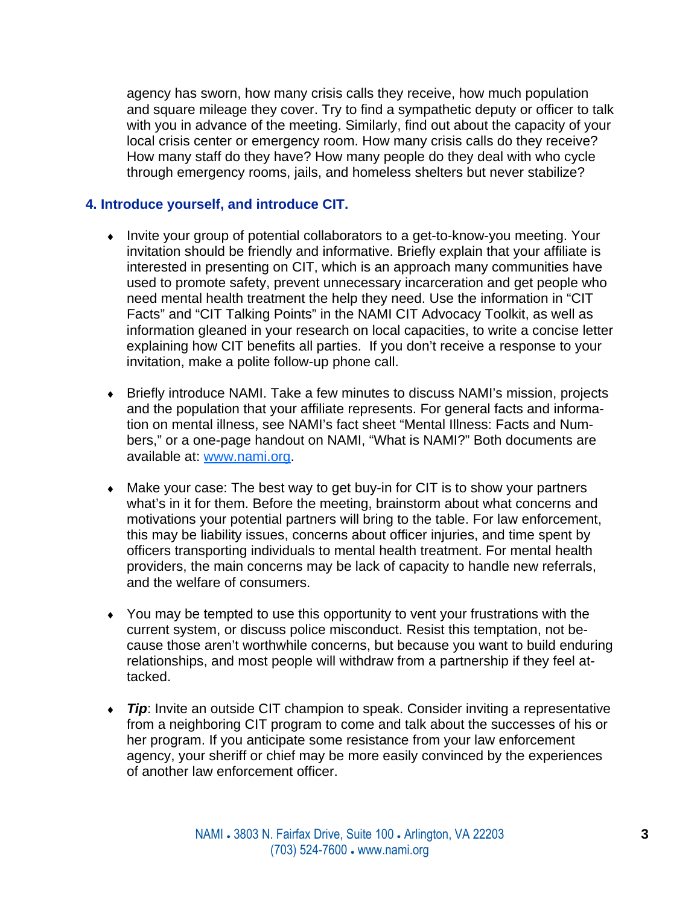agency has sworn, how many crisis calls they receive, how much population and square mileage they cover. Try to find a sympathetic deputy or officer to talk with you in advance of the meeting. Similarly, find out about the capacity of your local crisis center or emergency room. How many crisis calls do they receive? How many staff do they have? How many people do they deal with who cycle through emergency rooms, jails, and homeless shelters but never stabilize?

### 4. Introduce yourself, and introduce CIT.

- Invite your group of potential collaborators to a get-to-know-you meeting. Your invitation should be friendly and informative. Briefly explain that your affiliate is interested in presenting on CIT, which is an approach many communities have used to promote safety, prevent unnecessary incarceration and get people who need mental health treatment the help they need. Use the information in "CIT Facts" and "CIT Talking Points" in the NAMI CIT Advocacy Toolkit, as well as information gleaned in your research on local capacities, to write a concise letter explaining how CIT benefits all parties. If you don't receive a response to your invitation, make a polite follow-up phone call.

- Briefly introduce NAMI. Take a few minutes to discuss NAMI's mission, projects and the population that your affiliate represents. For general facts and information on mental illness, see NAMI's fact sheet "Mental Illness: Facts and Numbers," or a one-page handout on NAMI, "What is NAMI?" Both documents are available at: www.nami.org.

- Make your case: The best way to get buy-in for CIT is to show your partners what's in it for them. Before the meeting, brainstorm about what concerns and motivations your potential partners will bring to the table. For law enforcement, this may be liability issues, concerns about officer injuries, and time spent by officers transporting individuals to mental health treatment. For mental health providers, the main concerns may be lack of capacity to handle new referrals, and the welfare of consumers.

- You may be tempted to use this opportunity to vent your frustrations with the current system, or discuss police misconduct. Resist this temptation, not because those aren't worthwhile concerns, but because you want to build enduring relationships, and most people will withdraw from a partnership if they feel attacked.

- ***Tip***: Invite an outside CIT champion to speak. Consider inviting a representative from a neighboring CIT program to come and talk about the successes of his or her program. If you anticipate some resistance from your law enforcement agency, your sheriff or chief may be more easily convinced by the experiences of another law enforcement officer.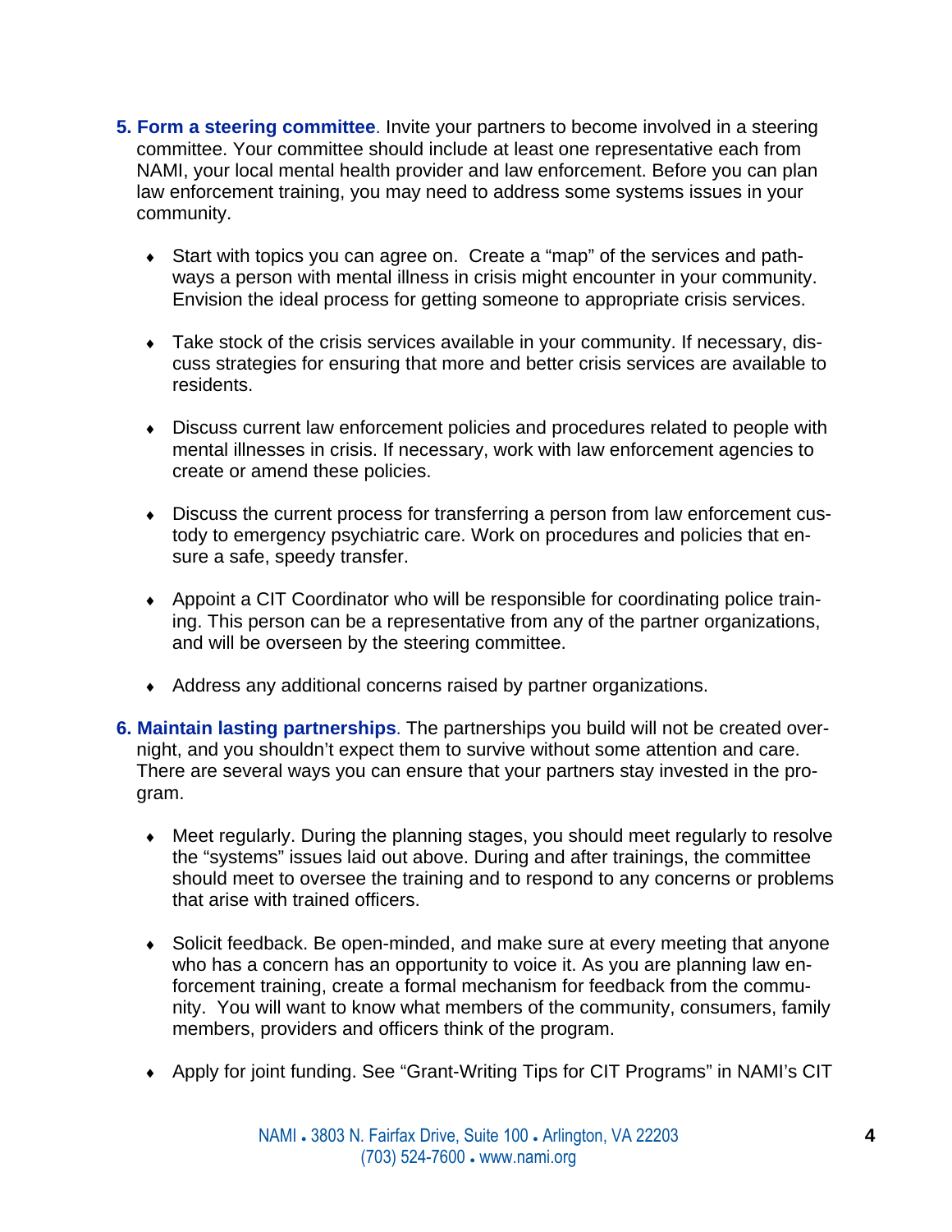5. **Form a steering committee**. Invite your partners to become involved in a steering committee. Your committee should include at least one representative each from NAMI, your local mental health provider and law enforcement. Before you can plan law enforcement training, you may need to address some systems issues in your community.

   - Start with topics you can agree on. Create a "map" of the services and pathways a person with mental illness in crisis might encounter in your community. Envision the ideal process for getting someone to appropriate crisis services.

   - Take stock of the crisis services available in your community. If necessary, discuss strategies for ensuring that more and better crisis services are available to residents.

   - Discuss current law enforcement policies and procedures related to people with mental illnesses in crisis. If necessary, work with law enforcement agencies to create or amend these policies.

   - Discuss the current process for transferring a person from law enforcement custody to emergency psychiatric care. Work on procedures and policies that ensure a safe, speedy transfer.

   - Appoint a CIT Coordinator who will be responsible for coordinating police training. This person can be a representative from any of the partner organizations, and will be overseen by the steering committee.

   - Address any additional concerns raised by partner organizations.

6. **Maintain lasting partnerships**. The partnerships you build will not be created overnight, and you shouldn't expect them to survive without some attention and care. There are several ways you can ensure that your partners stay invested in the program.

   - Meet regularly. During the planning stages, you should meet regularly to resolve the "systems" issues laid out above. During and after trainings, the committee should meet to oversee the training and to respond to any concerns or problems that arise with trained officers.

   - Solicit feedback. Be open-minded, and make sure at every meeting that anyone who has a concern has an opportunity to voice it. As you are planning law enforcement training, create a formal mechanism for feedback from the community. You will want to know what members of the community, consumers, family members, providers and officers think of the program.

   - Apply for joint funding. See "Grant-Writing Tips for CIT Programs" in NAMI's CIT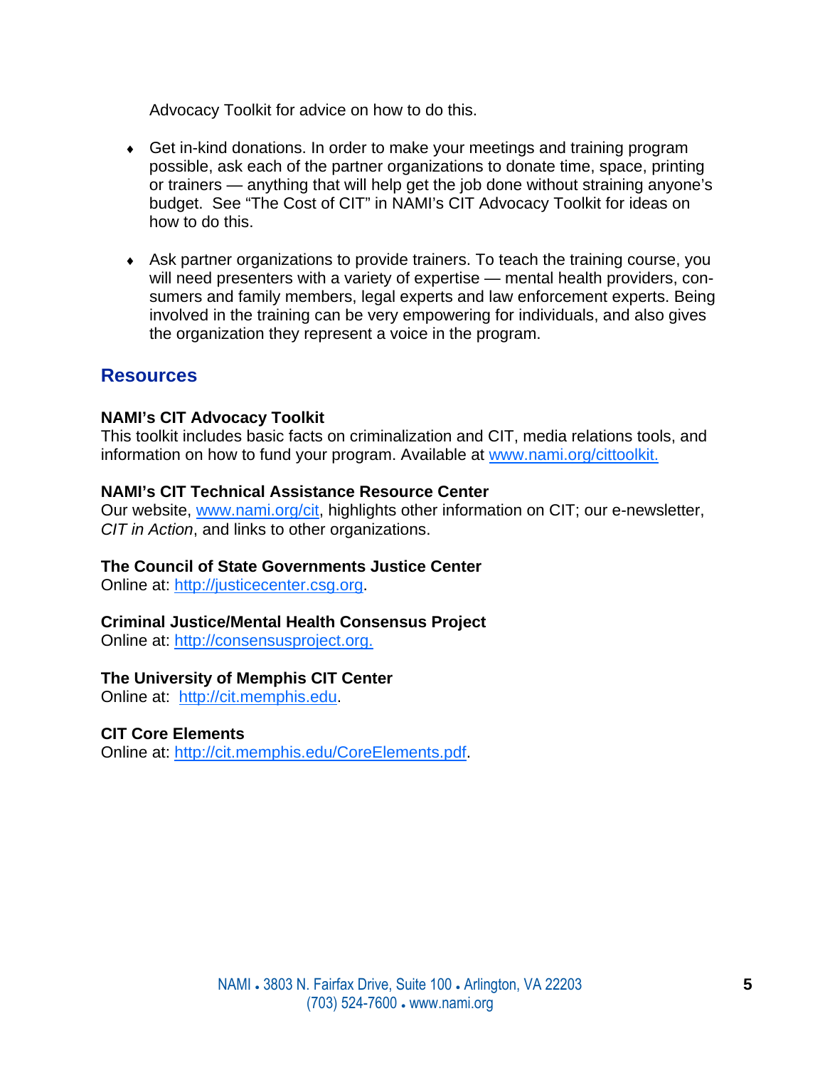Advocacy Toolkit for advice on how to do this.

- Get in-kind donations. In order to make your meetings and training program possible, ask each of the partner organizations to donate time, space, printing or trainers — anything that will help get the job done without straining anyone's budget. See "The Cost of CIT" in NAMI's CIT Advocacy Toolkit for ideas on how to do this.

- Ask partner organizations to provide trainers. To teach the training course, you will need presenters with a variety of expertise — mental health providers, consumers and family members, legal experts and law enforcement experts. Being involved in the training can be very empowering for individuals, and also gives the organization they represent a voice in the program.

## Resources

**NAMI's CIT Advocacy Toolkit**
This toolkit includes basic facts on criminalization and CIT, media relations tools, and information on how to fund your program. Available at www.nami.org/cittoolkit.

**NAMI's CIT Technical Assistance Resource Center**
Our website, www.nami.org/cit, highlights other information on CIT; our e-newsletter, *CIT in Action*, and links to other organizations.

**The Council of State Governments Justice Center**
Online at: http://justicecenter.csg.org.

**Criminal Justice/Mental Health Consensus Project**
Online at: http://consensusproject.org.

**The University of Memphis CIT Center**
Online at: http://cit.memphis.edu.

**CIT Core Elements**
Online at: http://cit.memphis.edu/CoreElements.pdf.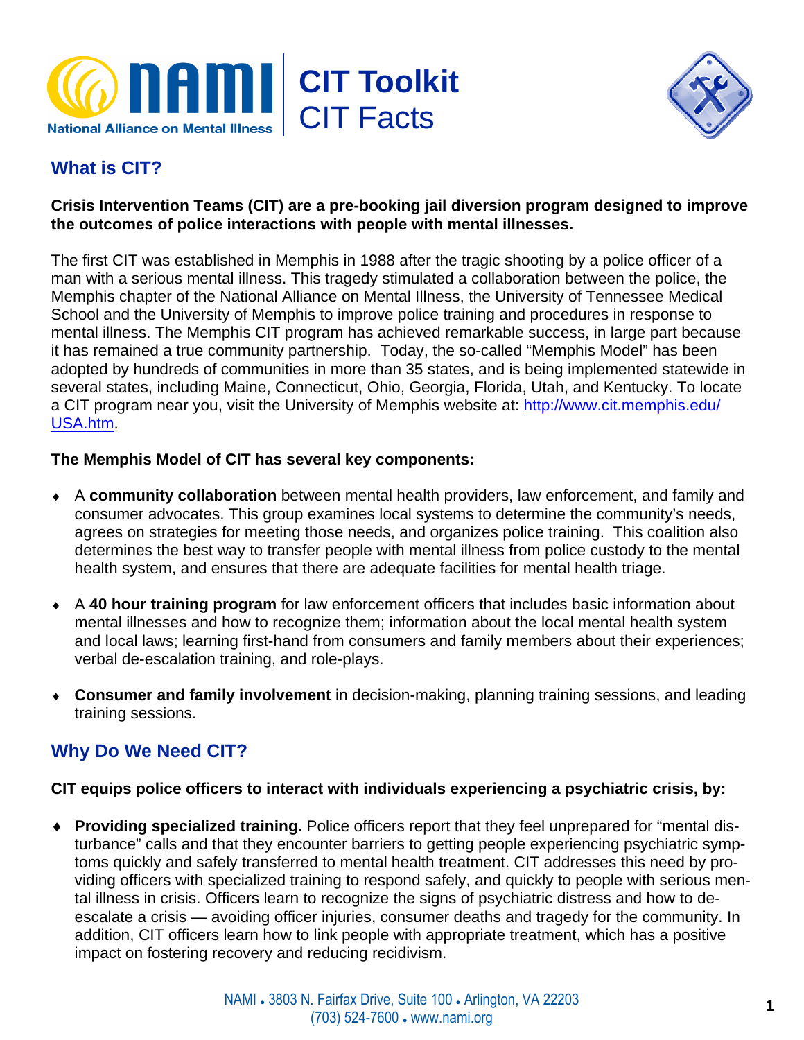# CIT Toolkit
## CIT Facts

## What is CIT?

**Crisis Intervention Teams (CIT) are a pre-booking jail diversion program designed to improve the outcomes of police interactions with people with mental illnesses.**

The first CIT was established in Memphis in 1988 after the tragic shooting by a police officer of a man with a serious mental illness. This tragedy stimulated a collaboration between the police, the Memphis chapter of the National Alliance on Mental Illness, the University of Tennessee Medical School and the University of Memphis to improve police training and procedures in response to mental illness. The Memphis CIT program has achieved remarkable success, in large part because it has remained a true community partnership. Today, the so-called "Memphis Model" has been adopted by hundreds of communities in more than 35 states, and is being implemented statewide in several states, including Maine, Connecticut, Ohio, Georgia, Florida, Utah, and Kentucky. To locate a CIT program near you, visit the University of Memphis website at: http://www.cit.memphis.edu/USA.htm.

**The Memphis Model of CIT has several key components:**

- A **community collaboration** between mental health providers, law enforcement, and family and consumer advocates. This group examines local systems to determine the community's needs, agrees on strategies for meeting those needs, and organizes police training. This coalition also determines the best way to transfer people with mental illness from police custody to the mental health system, and ensures that there are adequate facilities for mental health triage.
- A **40 hour training program** for law enforcement officers that includes basic information about mental illnesses and how to recognize them; information about the local mental health system and local laws; learning first-hand from consumers and family members about their experiences; verbal de-escalation training, and role-plays.
- **Consumer and family involvement** in decision-making, planning training sessions, and leading training sessions.

## Why Do We Need CIT?

**CIT equips police officers to interact with individuals experiencing a psychiatric crisis, by:**

- **Providing specialized training.** Police officers report that they feel unprepared for "mental disturbance" calls and that they encounter barriers to getting people experiencing psychiatric symptoms quickly and safely transferred to mental health treatment. CIT addresses this need by providing officers with specialized training to respond safely, and quickly to people with serious mental illness in crisis. Officers learn to recognize the signs of psychiatric distress and how to de-escalate a crisis — avoiding officer injuries, consumer deaths and tragedy for the community. In addition, CIT officers learn how to link people with appropriate treatment, which has a positive impact on fostering recovery and reducing recidivism.

NAMI • 3803 N. Fairfax Drive, Suite 100 • Arlington, VA 22203
(703) 524-7600 • www.nami.org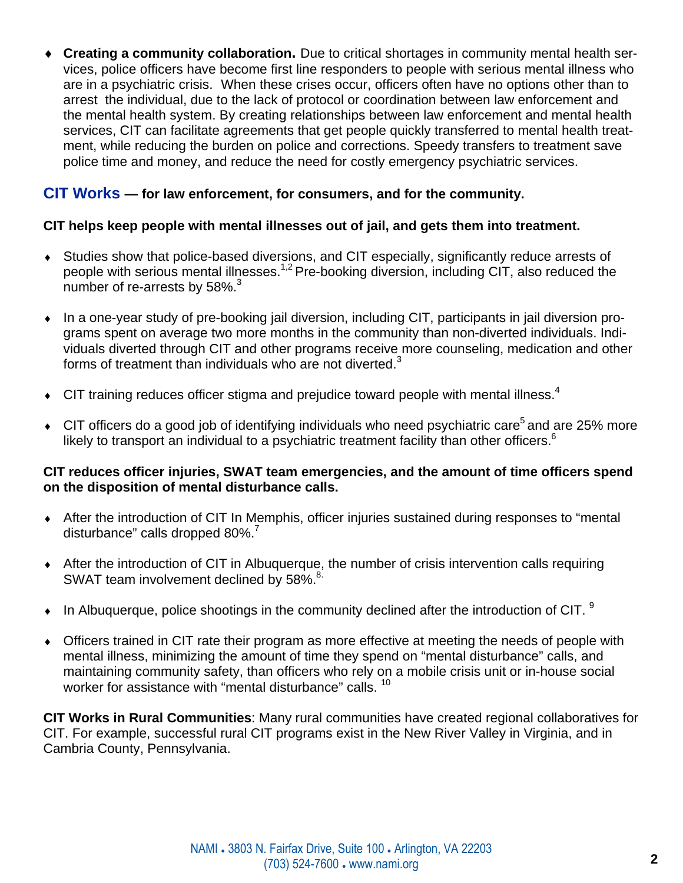- **Creating a community collaboration.** Due to critical shortages in community mental health services, police officers have become first line responders to people with serious mental illness who are in a psychiatric crisis. When these crises occur, officers often have no options other than to arrest the individual, due to the lack of protocol or coordination between law enforcement and the mental health system. By creating relationships between law enforcement and mental health services, CIT can facilitate agreements that get people quickly transferred to mental health treatment, while reducing the burden on police and corrections. Speedy transfers to treatment save police time and money, and reduce the need for costly emergency psychiatric services.

## CIT Works — for law enforcement, for consumers, and for the community.

**CIT helps keep people with mental illnesses out of jail, and gets them into treatment.**

- Studies show that police-based diversions, and CIT especially, significantly reduce arrests of people with serious mental illnesses.[1,2] Pre-booking diversion, including CIT, also reduced the number of re-arrests by 58%.[3]

- In a one-year study of pre-booking jail diversion, including CIT, participants in jail diversion programs spent on average two more months in the community than non-diverted individuals. Individuals diverted through CIT and other programs receive more counseling, medication and other forms of treatment than individuals who are not diverted.[3]

- CIT training reduces officer stigma and prejudice toward people with mental illness.[4]

- CIT officers do a good job of identifying individuals who need psychiatric care[5] and are 25% more likely to transport an individual to a psychiatric treatment facility than other officers.[6]

**CIT reduces officer injuries, SWAT team emergencies, and the amount of time officers spend on the disposition of mental disturbance calls.**

- After the introduction of CIT In Memphis, officer injuries sustained during responses to "mental disturbance" calls dropped 80%.[7]

- After the introduction of CIT in Albuquerque, the number of crisis intervention calls requiring SWAT team involvement declined by 58%.[8.]

- In Albuquerque, police shootings in the community declined after the introduction of CIT.[9]

- Officers trained in CIT rate their program as more effective at meeting the needs of people with mental illness, minimizing the amount of time they spend on "mental disturbance" calls, and maintaining community safety, than officers who rely on a mobile crisis unit or in-house social worker for assistance with "mental disturbance" calls.[10]

**CIT Works in Rural Communities**: Many rural communities have created regional collaboratives for CIT. For example, successful rural CIT programs exist in the New River Valley in Virginia, and in Cambria County, Pennsylvania.

NAMI • 3803 N. Fairfax Drive, Suite 100 • Arlington, VA 22203
(703) 524-7600 • www.nami.org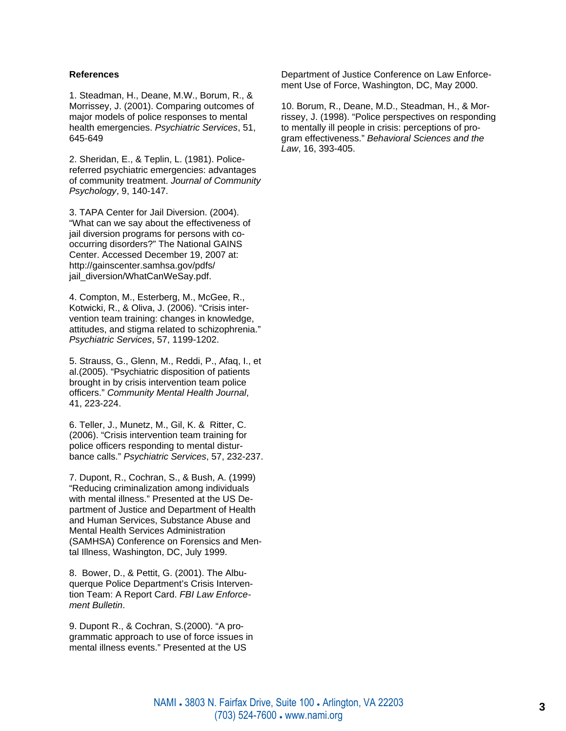**References**

1. Steadman, H., Deane, M.W., Borum, R., & Morrissey, J. (2001). Comparing outcomes of major models of police responses to mental health emergencies. *Psychiatric Services*, 51, 645-649

2. Sheridan, E., & Teplin, L. (1981). Police-referred psychiatric emergencies: advantages of community treatment. *Journal of Community Psychology*, 9, 140-147.

3. TAPA Center for Jail Diversion. (2004). "What can we say about the effectiveness of jail diversion programs for persons with co-occurring disorders?" The National GAINS Center. Accessed December 19, 2007 at: http://gainscenter.samhsa.gov/pdfs/jail_diversion/WhatCanWeSay.pdf.

4. Compton, M., Esterberg, M., McGee, R., Kotwicki, R., & Oliva, J. (2006). "Crisis intervention team training: changes in knowledge, attitudes, and stigma related to schizophrenia." *Psychiatric Services*, 57, 1199-1202.

5. Strauss, G., Glenn, M., Reddi, P., Afaq, I., et al.(2005). "Psychiatric disposition of patients brought in by crisis intervention team police officers." *Community Mental Health Journal*, 41, 223-224.

6. Teller, J., Munetz, M., Gil, K. & Ritter, C. (2006). "Crisis intervention team training for police officers responding to mental disturbance calls." *Psychiatric Services*, 57, 232-237.

7. Dupont, R., Cochran, S., & Bush, A. (1999) "Reducing criminalization among individuals with mental illness." Presented at the US Department of Justice and Department of Health and Human Services, Substance Abuse and Mental Health Services Administration (SAMHSA) Conference on Forensics and Mental Illness, Washington, DC, July 1999.

8. Bower, D., & Pettit, G. (2001). The Albuquerque Police Department's Crisis Intervention Team: A Report Card. *FBI Law Enforcement Bulletin*.

9. Dupont R., & Cochran, S.(2000). "A programmatic approach to use of force issues in mental illness events." Presented at the US Department of Justice Conference on Law Enforcement Use of Force, Washington, DC, May 2000.

10. Borum, R., Deane, M.D., Steadman, H., & Morrissey, J. (1998). "Police perspectives on responding to mentally ill people in crisis: perceptions of program effectiveness." *Behavioral Sciences and the Law*, 16, 393-405.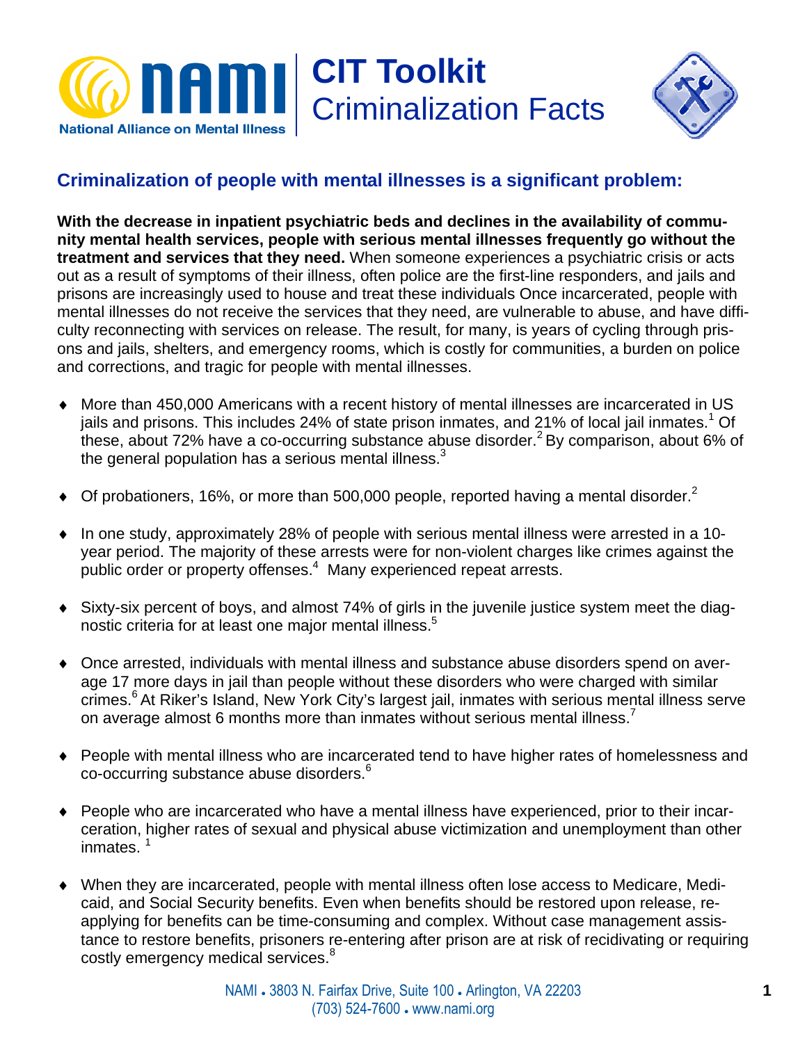# CIT Toolkit
## Criminalization Facts

### Criminalization of people with mental illnesses is a significant problem:

**With the decrease in inpatient psychiatric beds and declines in the availability of community mental health services, people with serious mental illnesses frequently go without the treatment and services that they need.** When someone experiences a psychiatric crisis or acts out as a result of symptoms of their illness, often police are the first-line responders, and jails and prisons are increasingly used to house and treat these individuals Once incarcerated, people with mental illnesses do not receive the services that they need, are vulnerable to abuse, and have difficulty reconnecting with services on release. The result, for many, is years of cycling through prisons and jails, shelters, and emergency rooms, which is costly for communities, a burden on police and corrections, and tragic for people with mental illnesses.

- More than 450,000 Americans with a recent history of mental illnesses are incarcerated in US jails and prisons. This includes 24% of state prison inmates, and 21% of local jail inmates.[1] Of these, about 72% have a co-occurring substance abuse disorder.[2] By comparison, about 6% of the general population has a serious mental illness.[3]

- Of probationers, 16%, or more than 500,000 people, reported having a mental disorder.[2]

- In one study, approximately 28% of people with serious mental illness were arrested in a 10-year period. The majority of these arrests were for non-violent charges like crimes against the public order or property offenses.[4] Many experienced repeat arrests.

- Sixty-six percent of boys, and almost 74% of girls in the juvenile justice system meet the diagnostic criteria for at least one major mental illness.[5]

- Once arrested, individuals with mental illness and substance abuse disorders spend on average 17 more days in jail than people without these disorders who were charged with similar crimes.[6] At Riker's Island, New York City's largest jail, inmates with serious mental illness serve on average almost 6 months more than inmates without serious mental illness.[7]

- People with mental illness who are incarcerated tend to have higher rates of homelessness and co-occurring substance abuse disorders.[6]

- People who are incarcerated who have a mental illness have experienced, prior to their incarceration, higher rates of sexual and physical abuse victimization and unemployment than other inmates. [1]

- When they are incarcerated, people with mental illness often lose access to Medicare, Medicaid, and Social Security benefits. Even when benefits should be restored upon release, re-applying for benefits can be time-consuming and complex. Without case management assistance to restore benefits, prisoners re-entering after prison are at risk of recidivating or requiring costly emergency medical services.[8]

NAMI • 3803 N. Fairfax Drive, Suite 100 • Arlington, VA 22203
(703) 524-7600 • www.nami.org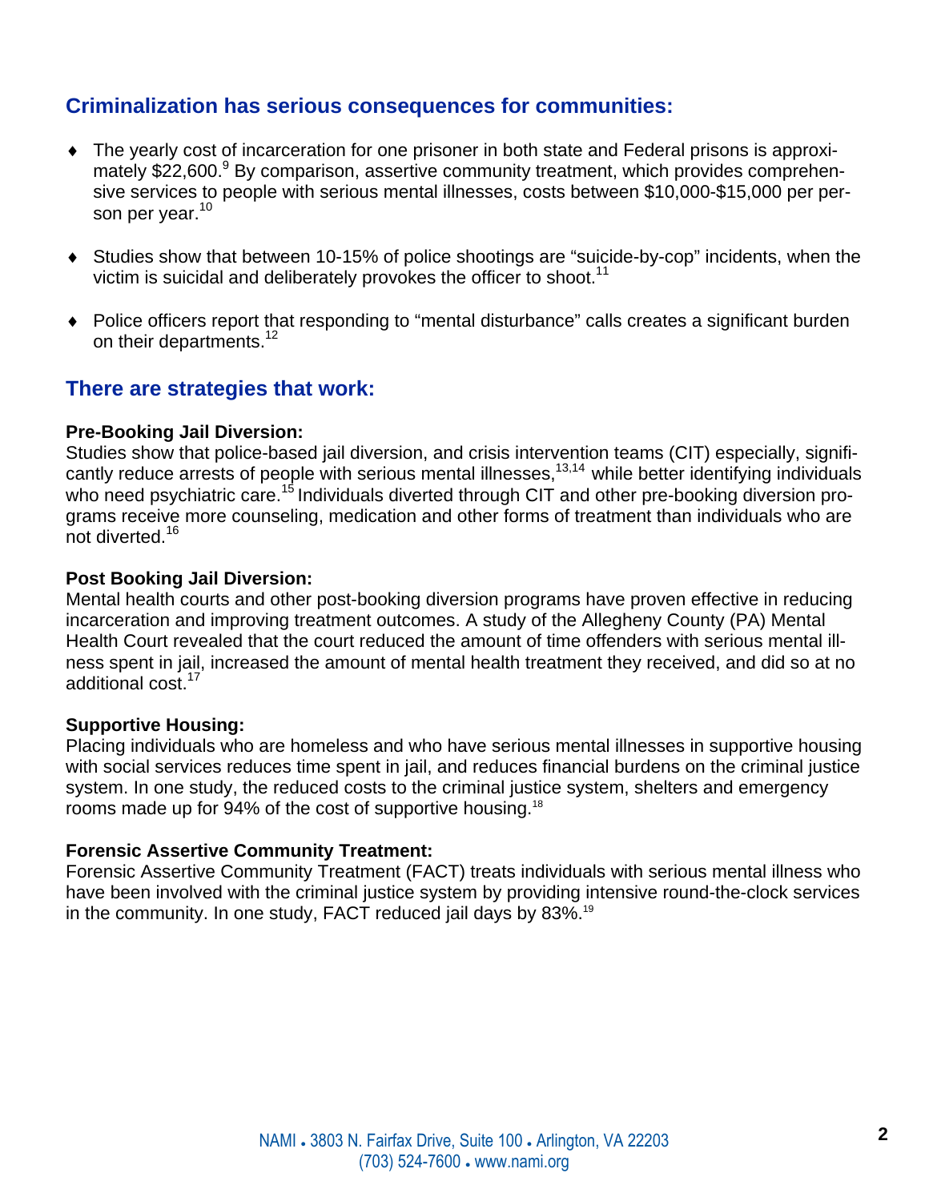## Criminalization has serious consequences for communities:

- The yearly cost of incarceration for one prisoner in both state and Federal prisons is approximately $22,600.[9] By comparison, assertive community treatment, which provides comprehensive services to people with serious mental illnesses, costs between $10,000-$15,000 per person per year.[10]
- Studies show that between 10-15% of police shootings are "suicide-by-cop" incidents, when the victim is suicidal and deliberately provokes the officer to shoot.[11]
- Police officers report that responding to "mental disturbance" calls creates a significant burden on their departments.[12]

## There are strategies that work:

**Pre-Booking Jail Diversion:**
Studies show that police-based jail diversion, and crisis intervention teams (CIT) especially, significantly reduce arrests of people with serious mental illnesses,[13,14] while better identifying individuals who need psychiatric care.[15] Individuals diverted through CIT and other pre-booking diversion programs receive more counseling, medication and other forms of treatment than individuals who are not diverted.[16]

**Post Booking Jail Diversion:**
Mental health courts and other post-booking diversion programs have proven effective in reducing incarceration and improving treatment outcomes. A study of the Allegheny County (PA) Mental Health Court revealed that the court reduced the amount of time offenders with serious mental illness spent in jail, increased the amount of mental health treatment they received, and did so at no additional cost.[17]

**Supportive Housing:**
Placing individuals who are homeless and who have serious mental illnesses in supportive housing with social services reduces time spent in jail, and reduces financial burdens on the criminal justice system. In one study, the reduced costs to the criminal justice system, shelters and emergency rooms made up for 94% of the cost of supportive housing.[18]

**Forensic Assertive Community Treatment:**
Forensic Assertive Community Treatment (FACT) treats individuals with serious mental illness who have been involved with the criminal justice system by providing intensive round-the-clock services in the community. In one study, FACT reduced jail days by 83%.[19]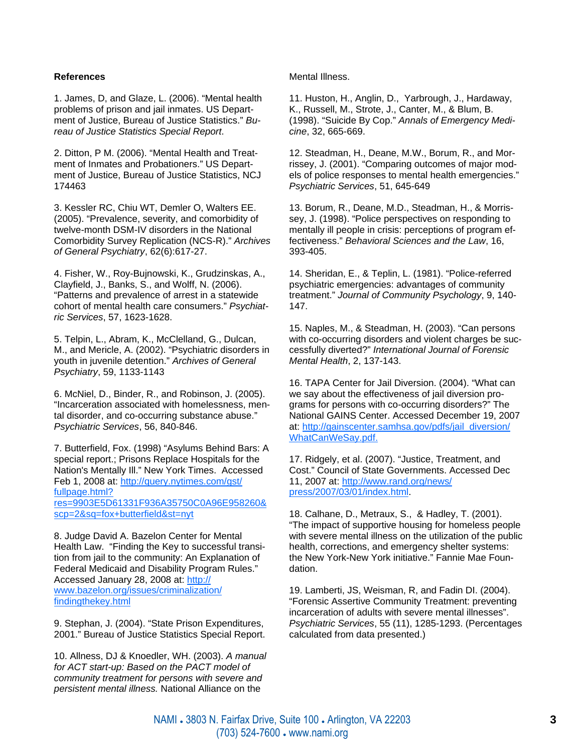**References**

1. James, D, and Glaze, L. (2006). "Mental health problems of prison and jail inmates. US Department of Justice, Bureau of Justice Statistics." *Bureau of Justice Statistics Special Report*.

2. Ditton, P M. (2006). "Mental Health and Treatment of Inmates and Probationers." US Department of Justice, Bureau of Justice Statistics, NCJ 174463

3. Kessler RC, Chiu WT, Demler O, Walters EE. (2005). "Prevalence, severity, and comorbidity of twelve-month DSM-IV disorders in the National Comorbidity Survey Replication (NCS-R)." *Archives of General Psychiatry*, 62(6):617-27.

4. Fisher, W., Roy-Bujnowski, K., Grudzinskas, A., Clayfield, J., Banks, S., and Wolff, N. (2006). "Patterns and prevalence of arrest in a statewide cohort of mental health care consumers." *Psychiatric Services*, 57, 1623-1628.

5. Telpin, L., Abram, K., McClelland, G., Dulcan, M., and Mericle, A. (2002). "Psychiatric disorders in youth in juvenile detention." *Archives of General Psychiatry*, 59, 1133-1143

6. McNiel, D., Binder, R., and Robinson, J. (2005). "Incarceration associated with homelessness, mental disorder, and co-occurring substance abuse." *Psychiatric Services*, 56, 840-846.

7. Butterfield, Fox. (1998) "Asylums Behind Bars: A special report.; Prisons Replace Hospitals for the Nation's Mentally Ill." New York Times. Accessed Feb 1, 2008 at: http://query.nytimes.com/gst/fullpage.html?res=9903E5D61331F936A35750C0A96E958260&scp=2&sq=fox+butterfield&st=nyt

8. Judge David A. Bazelon Center for Mental Health Law. "Finding the Key to successful transition from jail to the community: An Explanation of Federal Medicaid and Disability Program Rules." Accessed January 28, 2008 at: http://www.bazelon.org/issues/criminalization/findingthekey.html

9. Stephan, J. (2004). "State Prison Expenditures, 2001." Bureau of Justice Statistics Special Report.

10. Allness, DJ & Knoedler, WH. (2003). *A manual for ACT start-up: Based on the PACT model of community treatment for persons with severe and persistent mental illness.* National Alliance on the Mental Illness.

11. Huston, H., Anglin, D., Yarbrough, J., Hardaway, K., Russell, M., Strote, J., Canter, M., & Blum, B. (1998). "Suicide By Cop." *Annals of Emergency Medicine*, 32, 665-669.

12. Steadman, H., Deane, M.W., Borum, R., and Morrissey, J. (2001). "Comparing outcomes of major models of police responses to mental health emergencies." *Psychiatric Services*, 51, 645-649

13. Borum, R., Deane, M.D., Steadman, H., & Morrissey, J. (1998). "Police perspectives on responding to mentally ill people in crisis: perceptions of program effectiveness." *Behavioral Sciences and the Law*, 16, 393-405.

14. Sheridan, E., & Teplin, L. (1981). "Police-referred psychiatric emergencies: advantages of community treatment." *Journal of Community Psychology*, 9, 140-147.

15. Naples, M., & Steadman, H. (2003). "Can persons with co-occurring disorders and violent charges be successfully diverted?" *International Journal of Forensic Mental Health*, 2, 137-143.

16. TAPA Center for Jail Diversion. (2004). "What can we say about the effectiveness of jail diversion programs for persons with co-occurring disorders?" The National GAINS Center. Accessed December 19, 2007 at: http://gainscenter.samhsa.gov/pdfs/jail_diversion/WhatCanWeSay.pdf.

17. Ridgely, et al. (2007). "Justice, Treatment, and Cost." Council of State Governments. Accessed Dec 11, 2007 at: http://www.rand.org/news/press/2007/03/01/index.html.

18. Calhane, D., Metraux, S., & Hadley, T. (2001). "The impact of supportive housing for homeless people with severe mental illness on the utilization of the public health, corrections, and emergency shelter systems: the New York-New York initiative." Fannie Mae Foundation.

19. Lamberti, JS, Weisman, R, and Fadin DI. (2004). "Forensic Assertive Community Treatment: preventing incarceration of adults with severe mental illnesses". *Psychiatric Services*, 55 (11), 1285-1293. (Percentages calculated from data presented.)

NAMI • 3803 N. Fairfax Drive, Suite 100 • Arlington, VA 22203
(703) 524-7600 • www.nami.org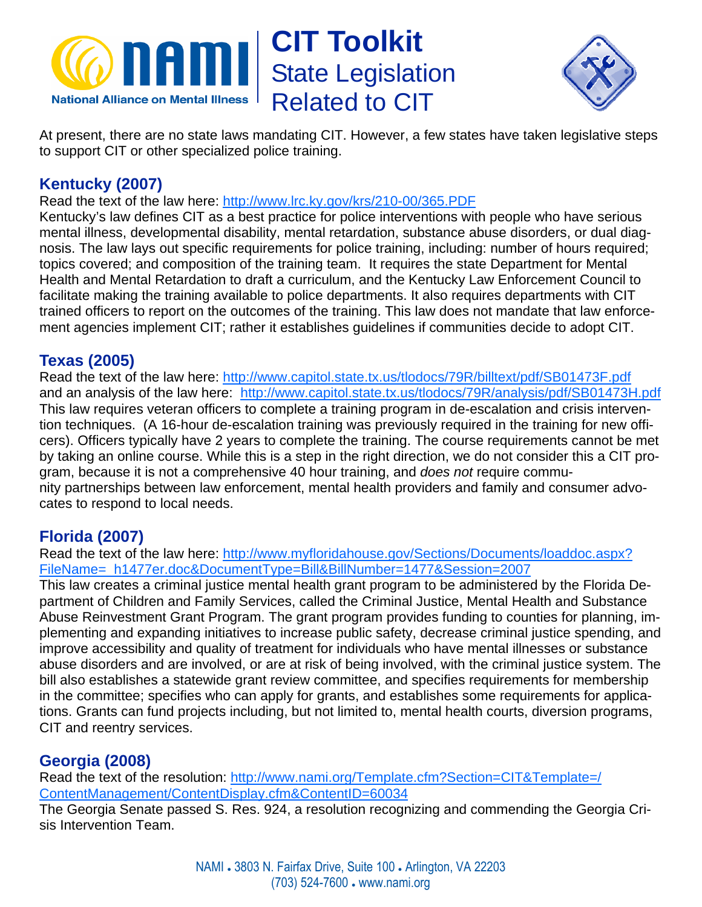# CIT Toolkit
## State Legislation Related to CIT

NAMI National Alliance on Mental Illness

At present, there are no state laws mandating CIT. However, a few states have taken legislative steps to support CIT or other specialized police training.

### Kentucky (2007)

Read the text of the law here: http://www.lrc.ky.gov/krs/210-00/365.PDF

Kentucky's law defines CIT as a best practice for police interventions with people who have serious mental illness, developmental disability, mental retardation, substance abuse disorders, or dual diagnosis. The law lays out specific requirements for police training, including: number of hours required; topics covered; and composition of the training team. It requires the state Department for Mental Health and Mental Retardation to draft a curriculum, and the Kentucky Law Enforcement Council to facilitate making the training available to police departments. It also requires departments with CIT trained officers to report on the outcomes of the training. This law does not mandate that law enforcement agencies implement CIT; rather it establishes guidelines if communities decide to adopt CIT.

### Texas (2005)

Read the text of the law here: http://www.capitol.state.tx.us/tlodocs/79R/billtext/pdf/SB01473F.pdf and an analysis of the law here: http://www.capitol.state.tx.us/tlodocs/79R/analysis/pdf/SB01473H.pdf

This law requires veteran officers to complete a training program in de-escalation and crisis intervention techniques. (A 16-hour de-escalation training was previously required in the training for new officers). Officers typically have 2 years to complete the training. The course requirements cannot be met by taking an online course. While this is a step in the right direction, we do not consider this a CIT program, because it is not a comprehensive 40 hour training, and *does not* require community partnerships between law enforcement, mental health providers and family and consumer advocates to respond to local needs.

### Florida (2007)

Read the text of the law here: http://www.myfloridahouse.gov/Sections/Documents/loaddoc.aspx?FileName=_h1477er.doc&DocumentType=Bill&BillNumber=1477&Session=2007

This law creates a criminal justice mental health grant program to be administered by the Florida Department of Children and Family Services, called the Criminal Justice, Mental Health and Substance Abuse Reinvestment Grant Program. The grant program provides funding to counties for planning, implementing and expanding initiatives to increase public safety, decrease criminal justice spending, and improve accessibility and quality of treatment for individuals who have mental illnesses or substance abuse disorders and are involved, or are at risk of being involved, with the criminal justice system. The bill also establishes a statewide grant review committee, and specifies requirements for membership in the committee; specifies who can apply for grants, and establishes some requirements for applications. Grants can fund projects including, but not limited to, mental health courts, diversion programs, CIT and reentry services.

### Georgia (2008)

Read the text of the resolution: http://www.nami.org/Template.cfm?Section=CIT&Template=/ContentManagement/ContentDisplay.cfm&ContentID=60034

The Georgia Senate passed S. Res. 924, a resolution recognizing and commending the Georgia Crisis Intervention Team.

NAMI • 3803 N. Fairfax Drive, Suite 100 • Arlington, VA 22203
(703) 524-7600 • www.nami.org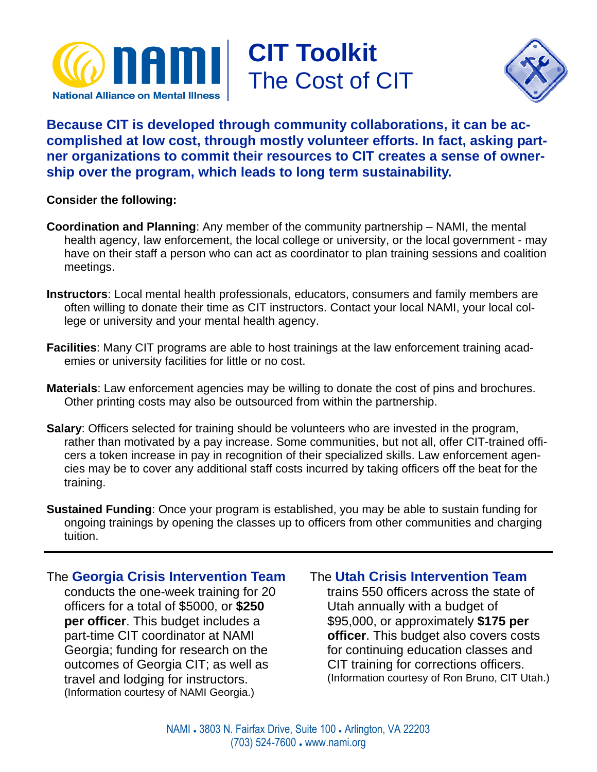# CIT Toolkit
## The Cost of CIT

**Because CIT is developed through community collaborations, it can be accomplished at low cost, through mostly volunteer efforts. In fact, asking partner organizations to commit their resources to CIT creates a sense of ownership over the program, which leads to long term sustainability.**

**Consider the following:**

**Coordination and Planning**: Any member of the community partnership – NAMI, the mental health agency, law enforcement, the local college or university, or the local government - may have on their staff a person who can act as coordinator to plan training sessions and coalition meetings.

**Instructors**: Local mental health professionals, educators, consumers and family members are often willing to donate their time as CIT instructors. Contact your local NAMI, your local college or university and your mental health agency.

**Facilities**: Many CIT programs are able to host trainings at the law enforcement training academies or university facilities for little or no cost.

**Materials**: Law enforcement agencies may be willing to donate the cost of pins and brochures. Other printing costs may also be outsourced from within the partnership.

**Salary**: Officers selected for training should be volunteers who are invested in the program, rather than motivated by a pay increase. Some communities, but not all, offer CIT-trained officers a token increase in pay in recognition of their specialized skills. Law enforcement agencies may be to cover any additional staff costs incurred by taking officers off the beat for the training.

**Sustained Funding**: Once your program is established, you may be able to sustain funding for ongoing trainings by opening the classes up to officers from other communities and charging tuition.

---

The **Georgia Crisis Intervention Team** conducts the one-week training for 20 officers for a total of $5000, or **$250 per officer**. This budget includes a part-time CIT coordinator at NAMI Georgia; funding for research on the outcomes of Georgia CIT; as well as travel and lodging for instructors. (Information courtesy of NAMI Georgia.)

The **Utah Crisis Intervention Team** trains 550 officers across the state of Utah annually with a budget of $95,000, or approximately **$175 per officer**. This budget also covers costs for continuing education classes and CIT training for corrections officers. (Information courtesy of Ron Bruno, CIT Utah.)

NAMI • 3803 N. Fairfax Drive, Suite 100 • Arlington, VA 22203
(703) 524-7600 • www.nami.org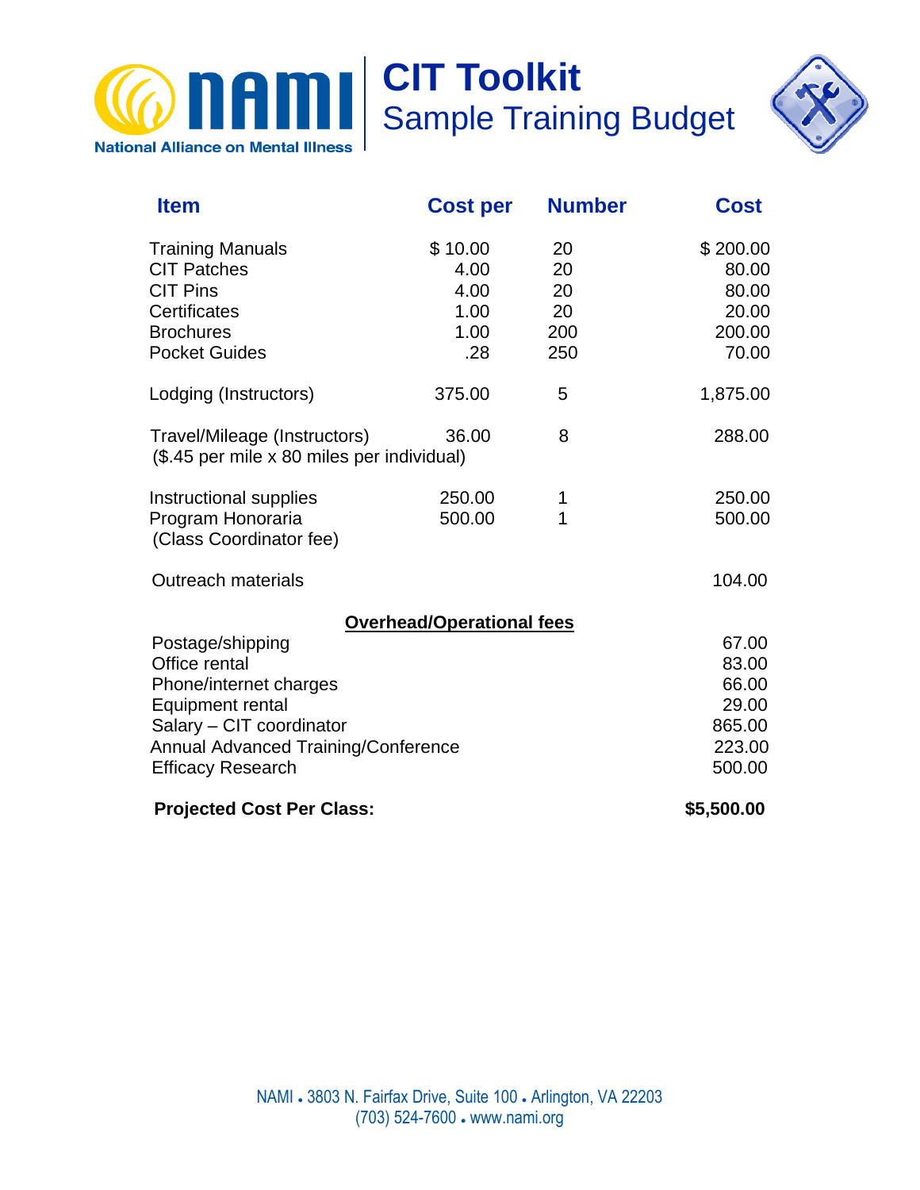# CIT Toolkit

## Sample Training Budget

| Item | Cost per | Number | Cost |
|---|---|---|---|
| Training Manuals | $ 10.00 | 20 | $ 200.00 |
| CIT Patches | 4.00 | 20 | 80.00 |
| CIT Pins | 4.00 | 20 | 80.00 |
| Certificates | 1.00 | 20 | 20.00 |
| Brochures | 1.00 | 200 | 200.00 |
| Pocket Guides | .28 | 250 | 70.00 |
| Lodging (Instructors) | 375.00 | 5 | 1,875.00 |
| Travel/Mileage (Instructors) ($.45 per mile x 80 miles per individual) | 36.00 | 8 | 288.00 |
| Instructional supplies | 250.00 | 1 | 250.00 |
| Program Honoraria (Class Coordinator fee) | 500.00 | 1 | 500.00 |
| Outreach materials | | | 104.00 |
| **Overhead/Operational fees** | | | |
| Postage/shipping | | | 67.00 |
| Office rental | | | 83.00 |
| Phone/internet charges | | | 66.00 |
| Equipment rental | | | 29.00 |
| Salary – CIT coordinator | | | 865.00 |
| Annual Advanced Training/Conference | | | 223.00 |
| Efficacy Research | | | 500.00 |
| **Projected Cost Per Class:** | | | **$5,500.00** |

NAMI • 3803 N. Fairfax Drive, Suite 100 • Arlington, VA 22203
(703) 524-7600 • www.nami.org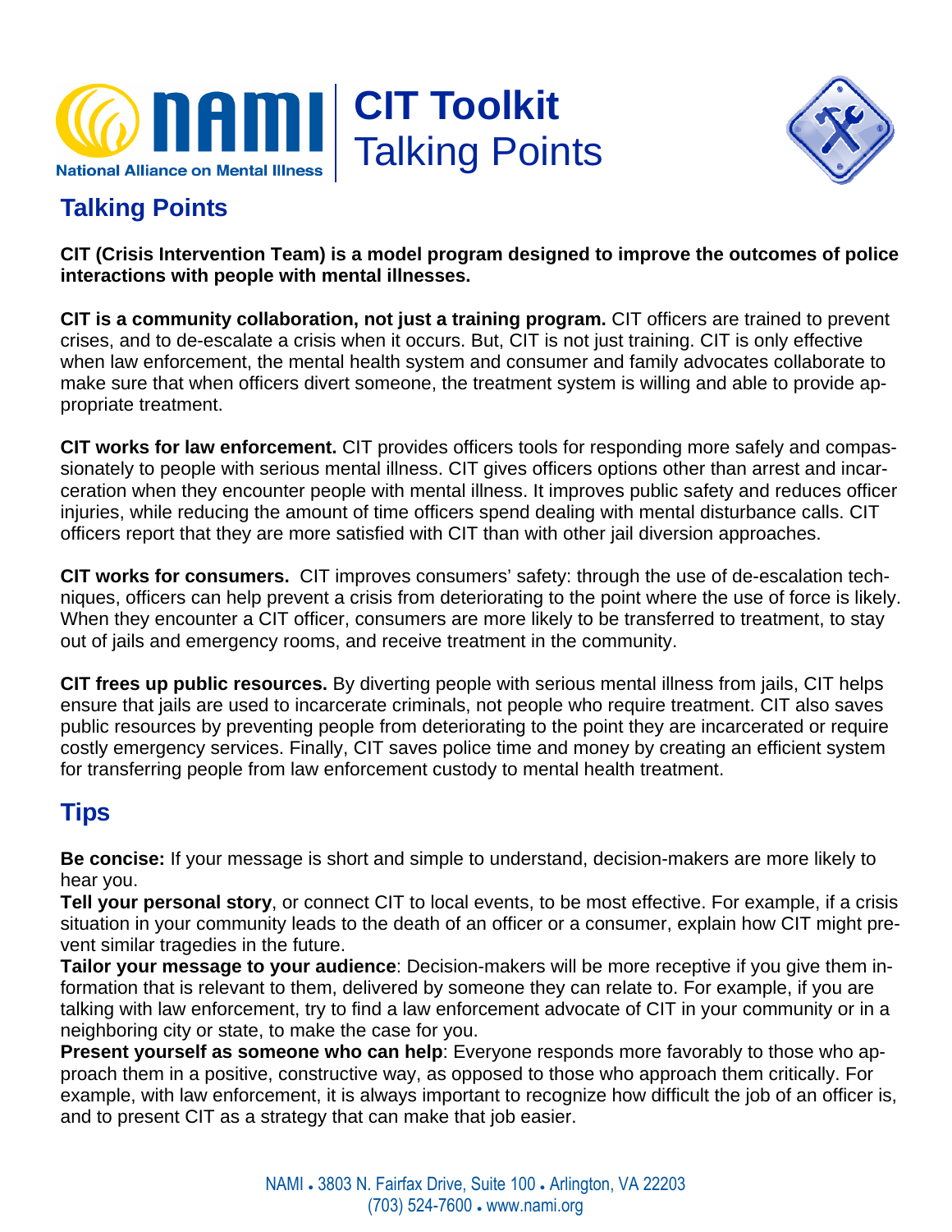# CIT Toolkit
Talking Points

## Talking Points

**CIT (Crisis Intervention Team) is a model program designed to improve the outcomes of police interactions with people with mental illnesses.**

**CIT is a community collaboration, not just a training program.** CIT officers are trained to prevent crises, and to de-escalate a crisis when it occurs. But, CIT is not just training. CIT is only effective when law enforcement, the mental health system and consumer and family advocates collaborate to make sure that when officers divert someone, the treatment system is willing and able to provide appropriate treatment.

**CIT works for law enforcement.** CIT provides officers tools for responding more safely and compassionately to people with serious mental illness. CIT gives officers options other than arrest and incarceration when they encounter people with mental illness. It improves public safety and reduces officer injuries, while reducing the amount of time officers spend dealing with mental disturbance calls. CIT officers report that they are more satisfied with CIT than with other jail diversion approaches.

**CIT works for consumers.** CIT improves consumers' safety: through the use of de-escalation techniques, officers can help prevent a crisis from deteriorating to the point where the use of force is likely. When they encounter a CIT officer, consumers are more likely to be transferred to treatment, to stay out of jails and emergency rooms, and receive treatment in the community.

**CIT frees up public resources.** By diverting people with serious mental illness from jails, CIT helps ensure that jails are used to incarcerate criminals, not people who require treatment. CIT also saves public resources by preventing people from deteriorating to the point they are incarcerated or require costly emergency services. Finally, CIT saves police time and money by creating an efficient system for transferring people from law enforcement custody to mental health treatment.

## Tips

**Be concise:** If your message is short and simple to understand, decision-makers are more likely to hear you.

**Tell your personal story**, or connect CIT to local events, to be most effective. For example, if a crisis situation in your community leads to the death of an officer or a consumer, explain how CIT might prevent similar tragedies in the future.

**Tailor your message to your audience**: Decision-makers will be more receptive if you give them information that is relevant to them, delivered by someone they can relate to. For example, if you are talking with law enforcement, try to find a law enforcement advocate of CIT in your community or in a neighboring city or state, to make the case for you.

**Present yourself as someone who can help**: Everyone responds more favorably to those who approach them in a positive, constructive way, as opposed to those who approach them critically. For example, with law enforcement, it is always important to recognize how difficult the job of an officer is, and to present CIT as a strategy that can make that job easier.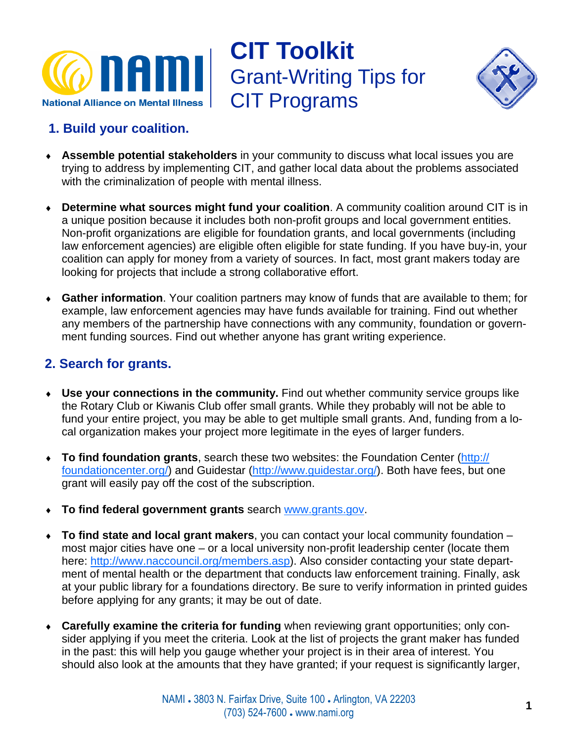# CIT Toolkit

## Grant-Writing Tips for CIT Programs

### 1. Build your coalition.

- **Assemble potential stakeholders** in your community to discuss what local issues you are trying to address by implementing CIT, and gather local data about the problems associated with the criminalization of people with mental illness.
- **Determine what sources might fund your coalition**. A community coalition around CIT is in a unique position because it includes both non-profit groups and local government entities. Non-profit organizations are eligible for foundation grants, and local governments (including law enforcement agencies) are eligible often eligible for state funding. If you have buy-in, your coalition can apply for money from a variety of sources. In fact, most grant makers today are looking for projects that include a strong collaborative effort.
- **Gather information**. Your coalition partners may know of funds that are available to them; for example, law enforcement agencies may have funds available for training. Find out whether any members of the partnership have connections with any community, foundation or government funding sources. Find out whether anyone has grant writing experience.

### 2. Search for grants.

- **Use your connections in the community.** Find out whether community service groups like the Rotary Club or Kiwanis Club offer small grants. While they probably will not be able to fund your entire project, you may be able to get multiple small grants. And, funding from a local organization makes your project more legitimate in the eyes of larger funders.
- **To find foundation grants**, search these two websites: the Foundation Center (http://foundationcenter.org/) and Guidestar (http://www.guidestar.org/). Both have fees, but one grant will easily pay off the cost of the subscription.
- **To find federal government grants** search www.grants.gov.
- **To find state and local grant makers**, you can contact your local community foundation – most major cities have one – or a local university non-profit leadership center (locate them here: http://www.naccouncil.org/members.asp). Also consider contacting your state department of mental health or the department that conducts law enforcement training. Finally, ask at your public library for a foundations directory. Be sure to verify information in printed guides before applying for any grants; it may be out of date.
- **Carefully examine the criteria for funding** when reviewing grant opportunities; only consider applying if you meet the criteria. Look at the list of projects the grant maker has funded in the past: this will help you gauge whether your project is in their area of interest. You should also look at the amounts that they have granted; if your request is significantly larger,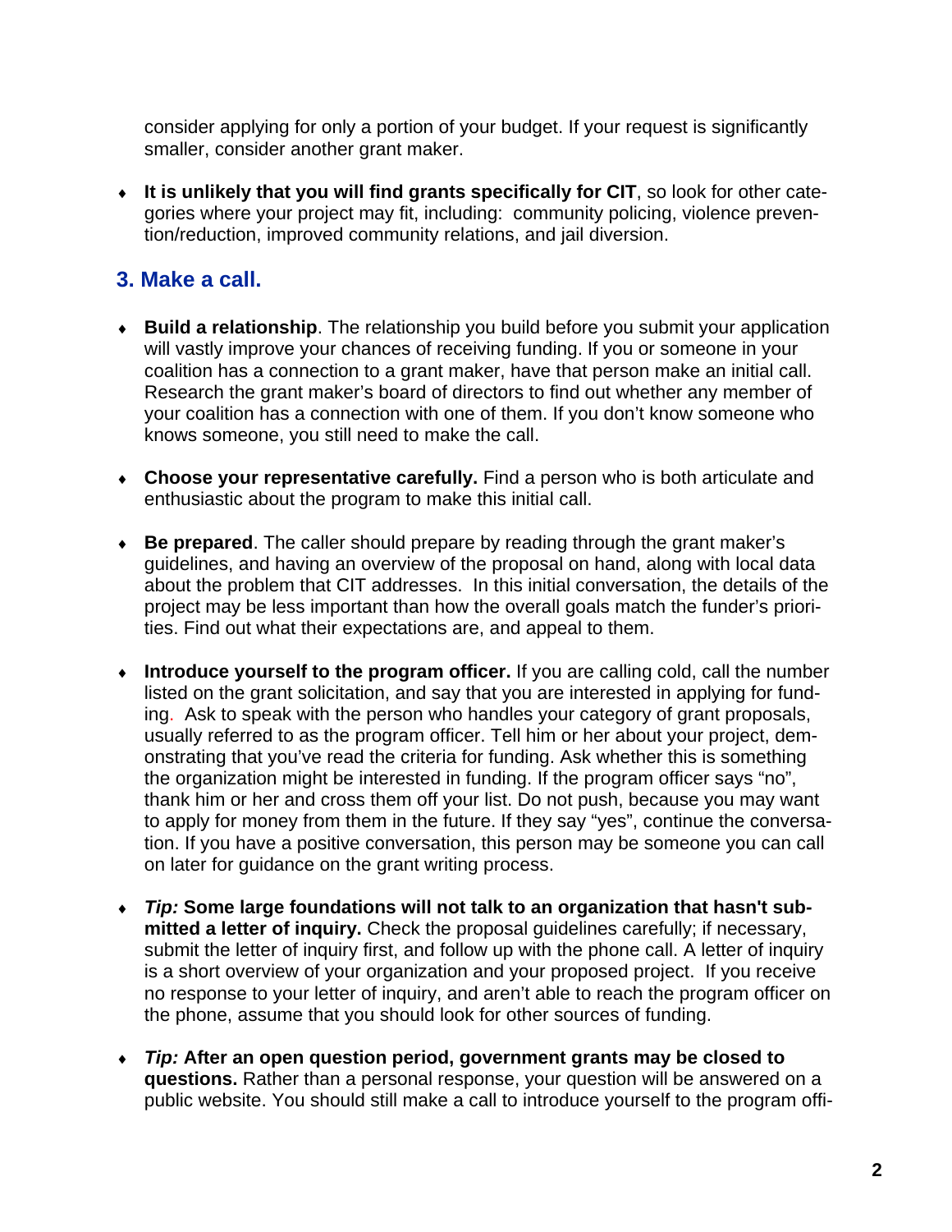consider applying for only a portion of your budget. If your request is significantly smaller, consider another grant maker.

- **It is unlikely that you will find grants specifically for CIT**, so look for other categories where your project may fit, including: community policing, violence prevention/reduction, improved community relations, and jail diversion.

## 3. Make a call.

- **Build a relationship**. The relationship you build before you submit your application will vastly improve your chances of receiving funding. If you or someone in your coalition has a connection to a grant maker, have that person make an initial call. Research the grant maker's board of directors to find out whether any member of your coalition has a connection with one of them. If you don't know someone who knows someone, you still need to make the call.

- **Choose your representative carefully.** Find a person who is both articulate and enthusiastic about the program to make this initial call.

- **Be prepared**. The caller should prepare by reading through the grant maker's guidelines, and having an overview of the proposal on hand, along with local data about the problem that CIT addresses. In this initial conversation, the details of the project may be less important than how the overall goals match the funder's priorities. Find out what their expectations are, and appeal to them.

- **Introduce yourself to the program officer.** If you are calling cold, call the number listed on the grant solicitation, and say that you are interested in applying for funding. Ask to speak with the person who handles your category of grant proposals, usually referred to as the program officer. Tell him or her about your project, demonstrating that you've read the criteria for funding. Ask whether this is something the organization might be interested in funding. If the program officer says "no", thank him or her and cross them off your list. Do not push, because you may want to apply for money from them in the future. If they say "yes", continue the conversation. If you have a positive conversation, this person may be someone you can call on later for guidance on the grant writing process.

- ***Tip:* Some large foundations will not talk to an organization that hasn't submitted a letter of inquiry.** Check the proposal guidelines carefully; if necessary, submit the letter of inquiry first, and follow up with the phone call. A letter of inquiry is a short overview of your organization and your proposed project. If you receive no response to your letter of inquiry, and aren't able to reach the program officer on the phone, assume that you should look for other sources of funding.

- ***Tip:* After an open question period, government grants may be closed to questions.** Rather than a personal response, your question will be answered on a public website. You should still make a call to introduce yourself to the program offi-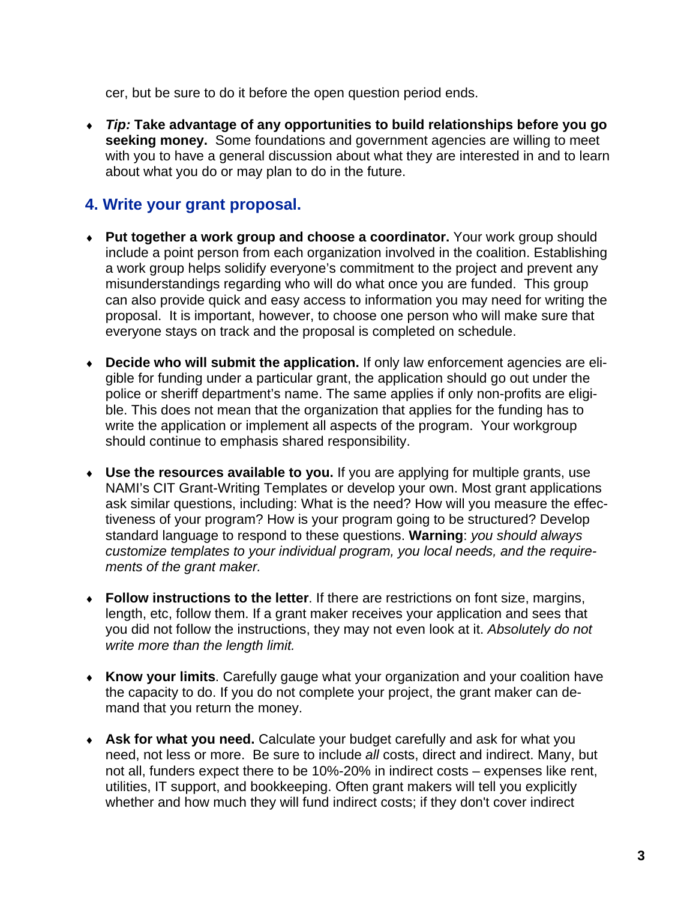cer, but be sure to do it before the open question period ends.

- ***Tip:* Take advantage of any opportunities to build relationships before you go seeking money.** Some foundations and government agencies are willing to meet with you to have a general discussion about what they are interested in and to learn about what you do or may plan to do in the future.

## 4. Write your grant proposal.

- **Put together a work group and choose a coordinator.** Your work group should include a point person from each organization involved in the coalition. Establishing a work group helps solidify everyone's commitment to the project and prevent any misunderstandings regarding who will do what once you are funded. This group can also provide quick and easy access to information you may need for writing the proposal. It is important, however, to choose one person who will make sure that everyone stays on track and the proposal is completed on schedule.

- **Decide who will submit the application.** If only law enforcement agencies are eligible for funding under a particular grant, the application should go out under the police or sheriff department's name. The same applies if only non-profits are eligible. This does not mean that the organization that applies for the funding has to write the application or implement all aspects of the program. Your workgroup should continue to emphasis shared responsibility.

- **Use the resources available to you.** If you are applying for multiple grants, use NAMI's CIT Grant-Writing Templates or develop your own. Most grant applications ask similar questions, including: What is the need? How will you measure the effectiveness of your program? How is your program going to be structured? Develop standard language to respond to these questions. **Warning**: *you should always customize templates to your individual program, you local needs, and the requirements of the grant maker.*

- **Follow instructions to the letter**. If there are restrictions on font size, margins, length, etc, follow them. If a grant maker receives your application and sees that you did not follow the instructions, they may not even look at it. *Absolutely do not write more than the length limit.*

- **Know your limits**. Carefully gauge what your organization and your coalition have the capacity to do. If you do not complete your project, the grant maker can demand that you return the money.

- **Ask for what you need.** Calculate your budget carefully and ask for what you need, not less or more. Be sure to include *all* costs, direct and indirect. Many, but not all, funders expect there to be 10%-20% in indirect costs – expenses like rent, utilities, IT support, and bookkeeping. Often grant makers will tell you explicitly whether and how much they will fund indirect costs; if they don't cover indirect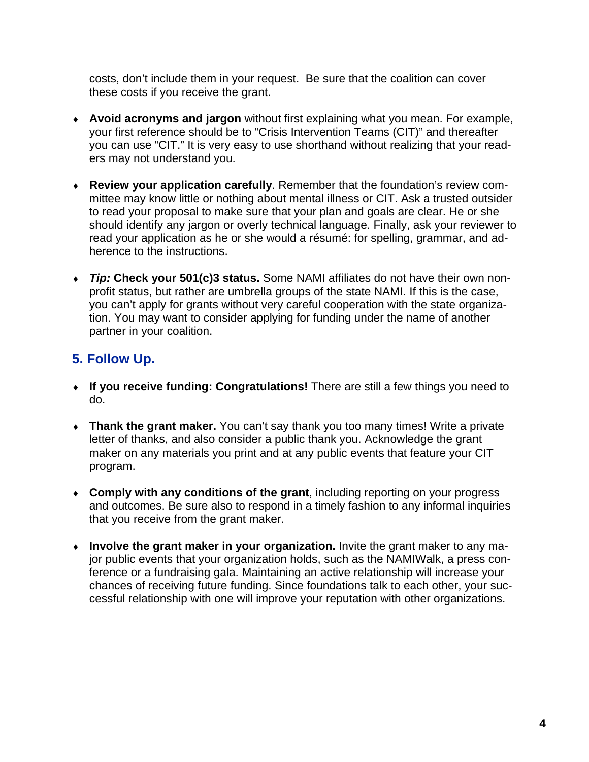costs, don't include them in your request. Be sure that the coalition can cover these costs if you receive the grant.

- **Avoid acronyms and jargon** without first explaining what you mean. For example, your first reference should be to "Crisis Intervention Teams (CIT)" and thereafter you can use "CIT." It is very easy to use shorthand without realizing that your readers may not understand you.

- **Review your application carefully**. Remember that the foundation's review committee may know little or nothing about mental illness or CIT. Ask a trusted outsider to read your proposal to make sure that your plan and goals are clear. He or she should identify any jargon or overly technical language. Finally, ask your reviewer to read your application as he or she would a résumé: for spelling, grammar, and adherence to the instructions.

- ***Tip:* Check your 501(c)3 status.** Some NAMI affiliates do not have their own non-profit status, but rather are umbrella groups of the state NAMI. If this is the case, you can't apply for grants without very careful cooperation with the state organization. You may want to consider applying for funding under the name of another partner in your coalition.

## 5. Follow Up.

- **If you receive funding: Congratulations!** There are still a few things you need to do.

- **Thank the grant maker.** You can't say thank you too many times! Write a private letter of thanks, and also consider a public thank you. Acknowledge the grant maker on any materials you print and at any public events that feature your CIT program.

- **Comply with any conditions of the grant**, including reporting on your progress and outcomes. Be sure also to respond in a timely fashion to any informal inquiries that you receive from the grant maker.

- **Involve the grant maker in your organization.** Invite the grant maker to any major public events that your organization holds, such as the NAMIWalk, a press conference or a fundraising gala. Maintaining an active relationship will increase your chances of receiving future funding. Since foundations talk to each other, your successful relationship with one will improve your reputation with other organizations.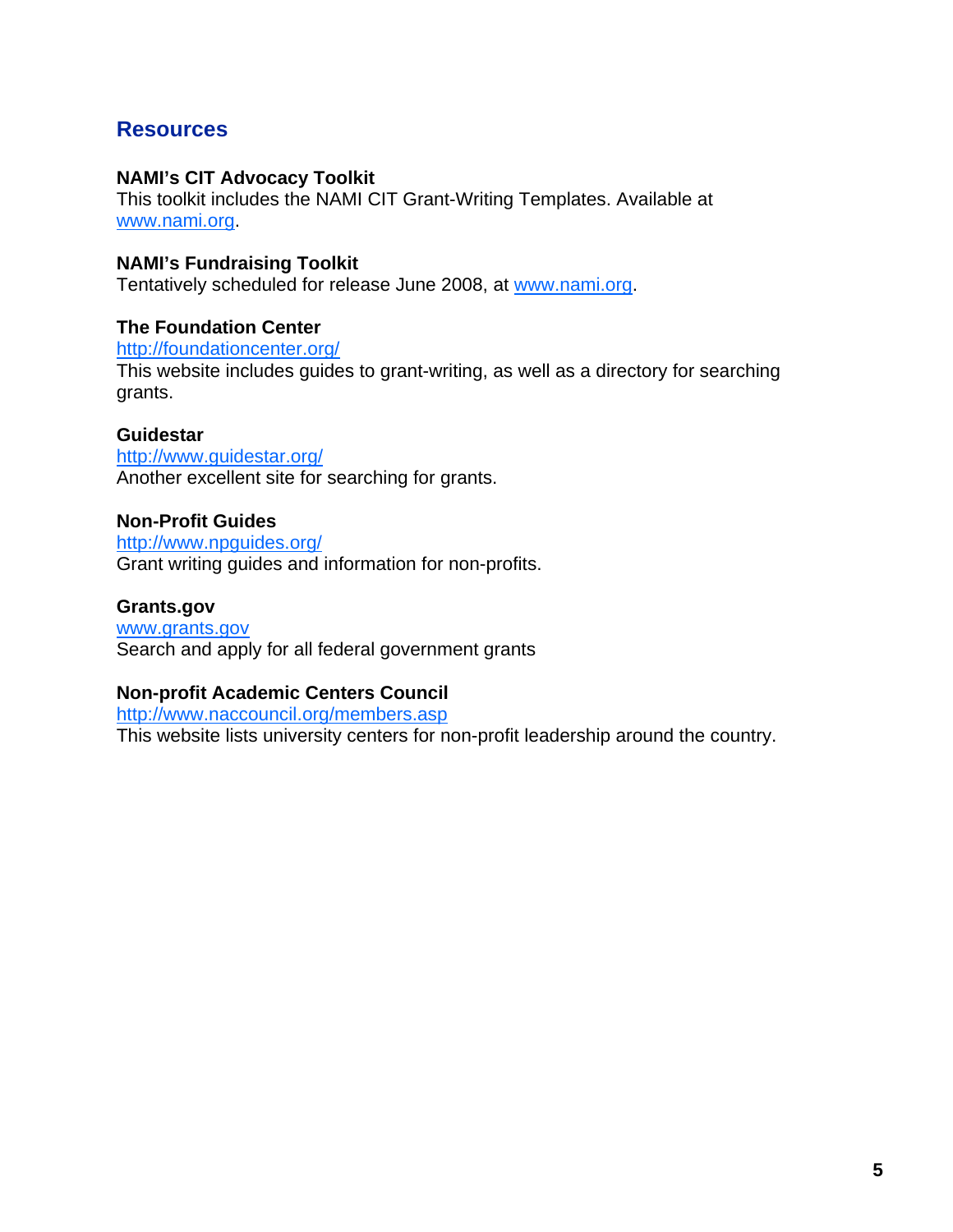## Resources

**NAMI's CIT Advocacy Toolkit**
This toolkit includes the NAMI CIT Grant-Writing Templates. Available at www.nami.org.

**NAMI's Fundraising Toolkit**
Tentatively scheduled for release June 2008, at www.nami.org.

**The Foundation Center**
http://foundationcenter.org/
This website includes guides to grant-writing, as well as a directory for searching grants.

**Guidestar**
http://www.guidestar.org/
Another excellent site for searching for grants.

**Non-Profit Guides**
http://www.npguides.org/
Grant writing guides and information for non-profits.

**Grants.gov**
www.grants.gov
Search and apply for all federal government grants

**Non-profit Academic Centers Council**
http://www.naccouncil.org/members.asp
This website lists university centers for non-profit leadership around the country.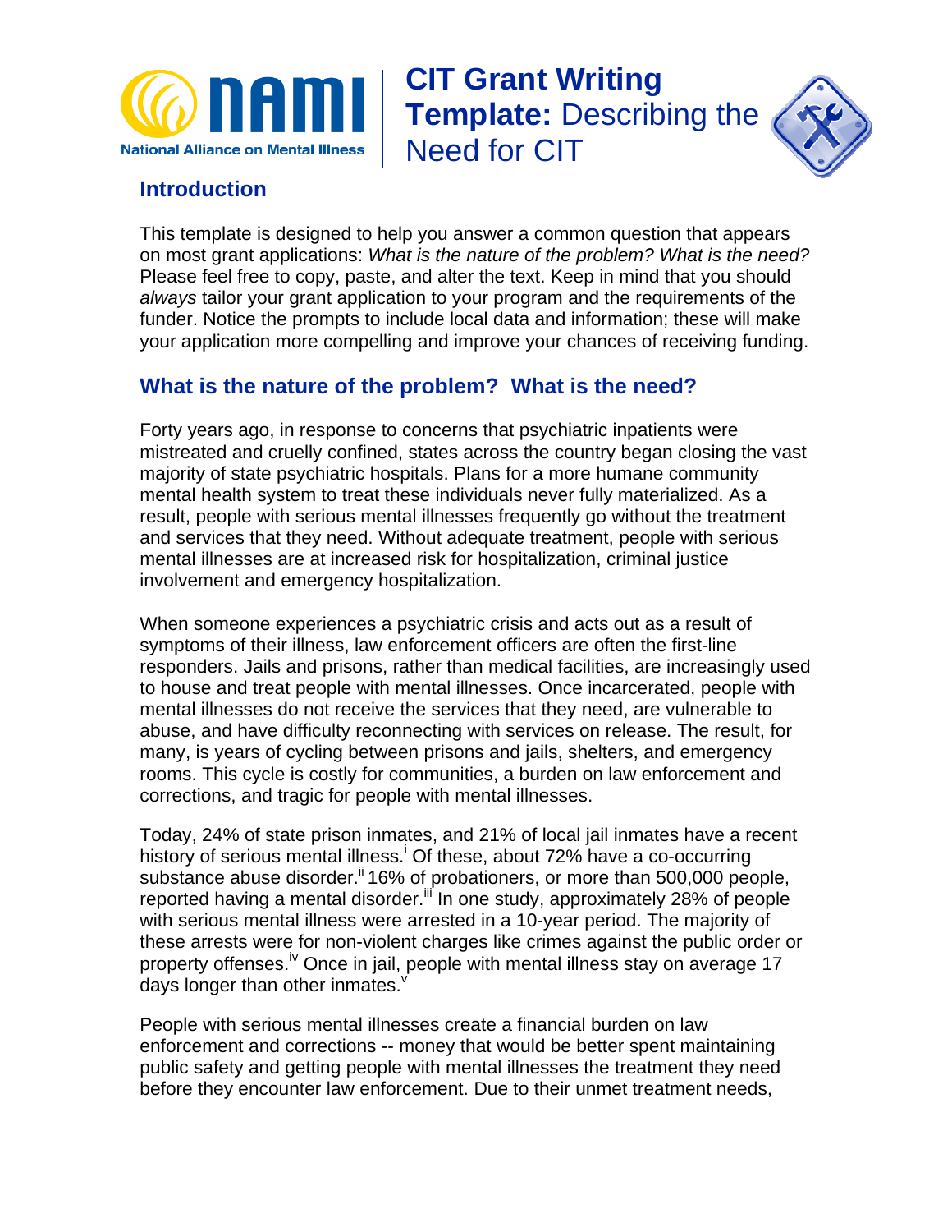**National Alliance on Mental Illness**

# CIT Grant Writing Template: Describing the Need for CIT

## Introduction

This template is designed to help you answer a common question that appears on most grant applications: *What is the nature of the problem? What is the need?* Please feel free to copy, paste, and alter the text. Keep in mind that you should *always* tailor your grant application to your program and the requirements of the funder. Notice the prompts to include local data and information; these will make your application more compelling and improve your chances of receiving funding.

## What is the nature of the problem? What is the need?

Forty years ago, in response to concerns that psychiatric inpatients were mistreated and cruelly confined, states across the country began closing the vast majority of state psychiatric hospitals. Plans for a more humane community mental health system to treat these individuals never fully materialized. As a result, people with serious mental illnesses frequently go without the treatment and services that they need. Without adequate treatment, people with serious mental illnesses are at increased risk for hospitalization, criminal justice involvement and emergency hospitalization.

When someone experiences a psychiatric crisis and acts out as a result of symptoms of their illness, law enforcement officers are often the first-line responders. Jails and prisons, rather than medical facilities, are increasingly used to house and treat people with mental illnesses. Once incarcerated, people with mental illnesses do not receive the services that they need, are vulnerable to abuse, and have difficulty reconnecting with services on release. The result, for many, is years of cycling between prisons and jails, shelters, and emergency rooms. This cycle is costly for communities, a burden on law enforcement and corrections, and tragic for people with mental illnesses.

Today, 24% of state prison inmates, and 21% of local jail inmates have a recent history of serious mental illness.[i] Of these, about 72% have a co-occurring substance abuse disorder.[ii] 16% of probationers, or more than 500,000 people, reported having a mental disorder.[iii] In one study, approximately 28% of people with serious mental illness were arrested in a 10-year period. The majority of these arrests were for non-violent charges like crimes against the public order or property offenses.[iv] Once in jail, people with mental illness stay on average 17 days longer than other inmates.[v]

People with serious mental illnesses create a financial burden on law enforcement and corrections -- money that would be better spent maintaining public safety and getting people with mental illnesses the treatment they need before they encounter law enforcement. Due to their unmet treatment needs,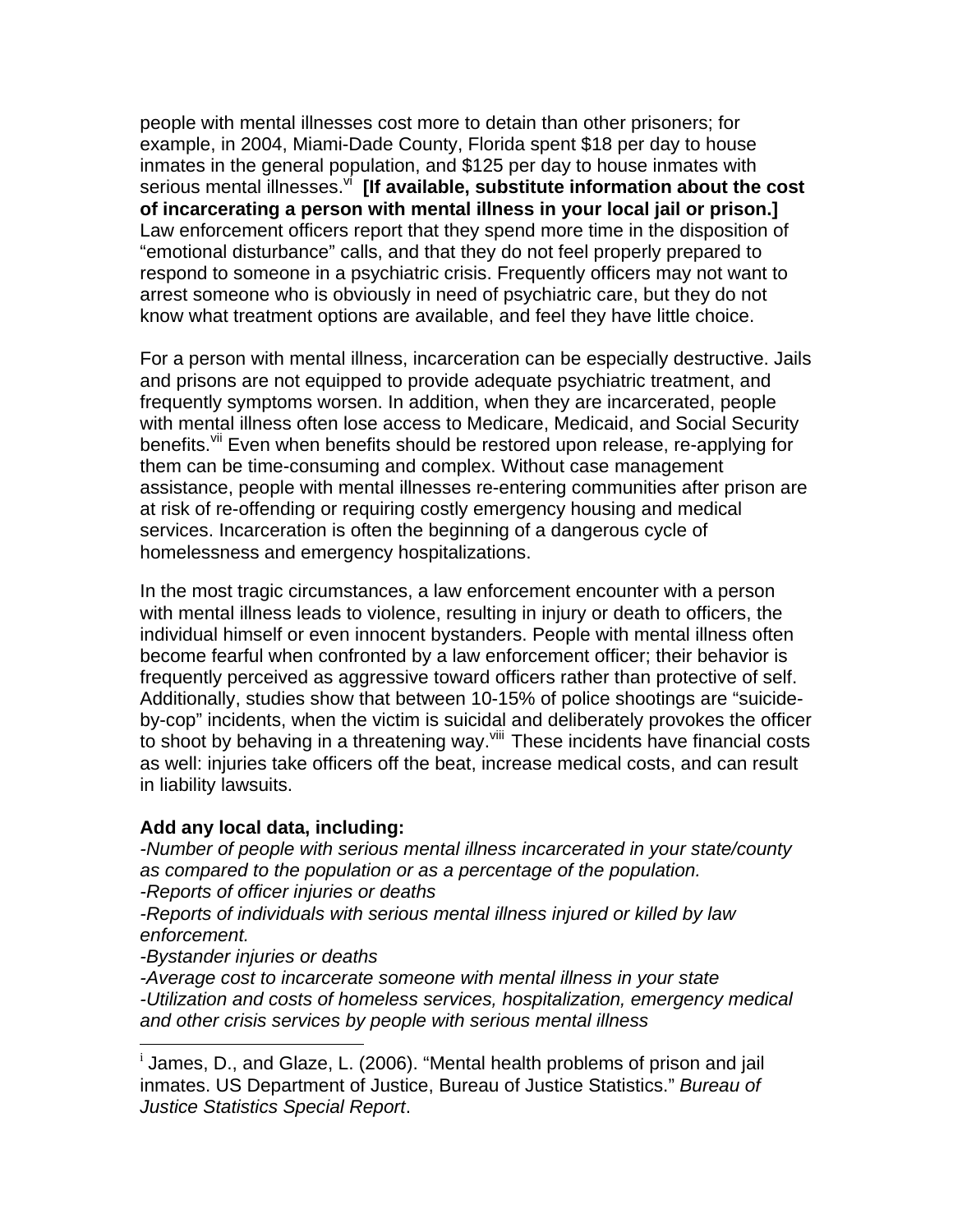people with mental illnesses cost more to detain than other prisoners; for example, in 2004, Miami-Dade County, Florida spent $18 per day to house inmates in the general population, and $125 per day to house inmates with serious mental illnesses.[vi] **[If available, substitute information about the cost of incarcerating a person with mental illness in your local jail or prison.]** Law enforcement officers report that they spend more time in the disposition of "emotional disturbance" calls, and that they do not feel properly prepared to respond to someone in a psychiatric crisis. Frequently officers may not want to arrest someone who is obviously in need of psychiatric care, but they do not know what treatment options are available, and feel they have little choice.

For a person with mental illness, incarceration can be especially destructive. Jails and prisons are not equipped to provide adequate psychiatric treatment, and frequently symptoms worsen. In addition, when they are incarcerated, people with mental illness often lose access to Medicare, Medicaid, and Social Security benefits.[vii] Even when benefits should be restored upon release, re-applying for them can be time-consuming and complex. Without case management assistance, people with mental illnesses re-entering communities after prison are at risk of re-offending or requiring costly emergency housing and medical services. Incarceration is often the beginning of a dangerous cycle of homelessness and emergency hospitalizations.

In the most tragic circumstances, a law enforcement encounter with a person with mental illness leads to violence, resulting in injury or death to officers, the individual himself or even innocent bystanders. People with mental illness often become fearful when confronted by a law enforcement officer; their behavior is frequently perceived as aggressive toward officers rather than protective of self. Additionally, studies show that between 10-15% of police shootings are "suicide-by-cop" incidents, when the victim is suicidal and deliberately provokes the officer to shoot by behaving in a threatening way.[viii] These incidents have financial costs as well: injuries take officers off the beat, increase medical costs, and can result in liability lawsuits.

**Add any local data, including:**

*-Number of people with serious mental illness incarcerated in your state/county as compared to the population or as a percentage of the population.*
*-Reports of officer injuries or deaths*
*-Reports of individuals with serious mental illness injured or killed by law enforcement.*
*-Bystander injuries or deaths*
*-Average cost to incarcerate someone with mental illness in your state*
*-Utilization and costs of homeless services, hospitalization, emergency medical and other crisis services by people with serious mental illness*

---

[i] James, D., and Glaze, L. (2006). "Mental health problems of prison and jail inmates. US Department of Justice, Bureau of Justice Statistics." *Bureau of Justice Statistics Special Report*.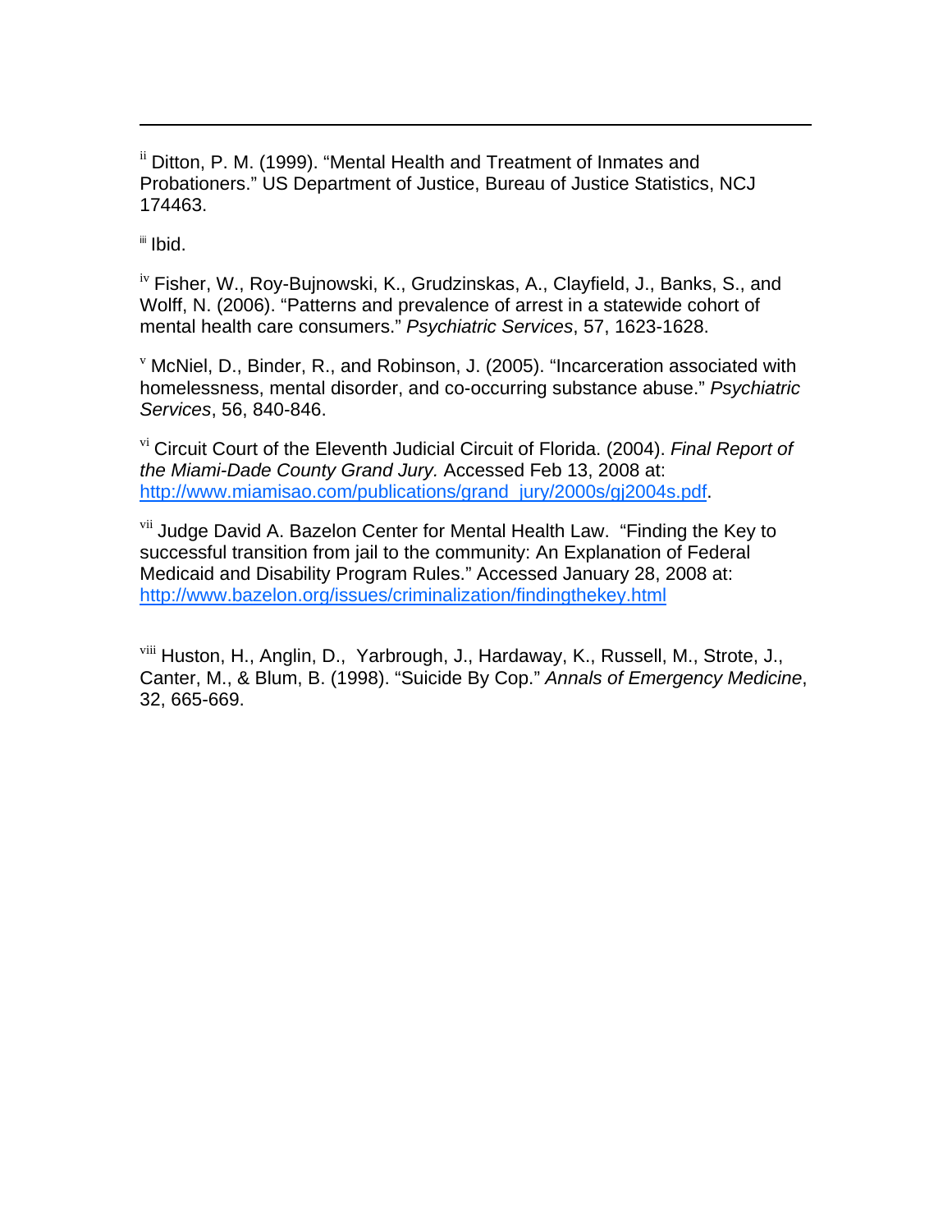---

[ii] Ditton, P. M. (1999). "Mental Health and Treatment of Inmates and Probationers." US Department of Justice, Bureau of Justice Statistics, NCJ 174463.

[iii] Ibid.

[iv] Fisher, W., Roy-Bujnowski, K., Grudzinskas, A., Clayfield, J., Banks, S., and Wolff, N. (2006). "Patterns and prevalence of arrest in a statewide cohort of mental health care consumers." *Psychiatric Services*, 57, 1623-1628.

[v] McNiel, D., Binder, R., and Robinson, J. (2005). "Incarceration associated with homelessness, mental disorder, and co-occurring substance abuse." *Psychiatric Services*, 56, 840-846.

[vi] Circuit Court of the Eleventh Judicial Circuit of Florida. (2004). *Final Report of the Miami-Dade County Grand Jury.* Accessed Feb 13, 2008 at: http://www.miamisao.com/publications/grand_jury/2000s/gj2004s.pdf.

[vii] Judge David A. Bazelon Center for Mental Health Law. "Finding the Key to successful transition from jail to the community: An Explanation of Federal Medicaid and Disability Program Rules." Accessed January 28, 2008 at: http://www.bazelon.org/issues/criminalization/findingthekey.html

[viii] Huston, H., Anglin, D., Yarbrough, J., Hardaway, K., Russell, M., Strote, J., Canter, M., & Blum, B. (1998). "Suicide By Cop." *Annals of Emergency Medicine*, 32, 665-669.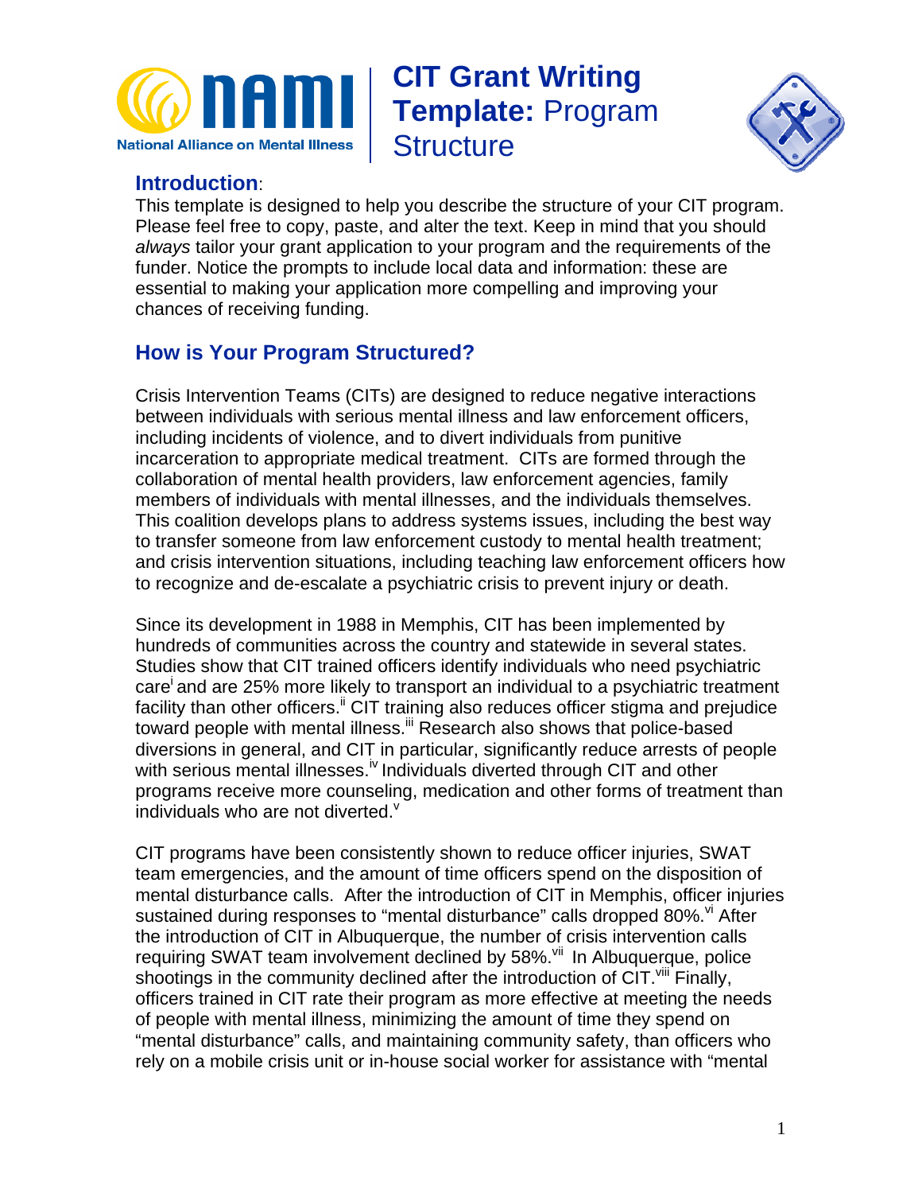# CIT Grant Writing Template: Program Structure

## Introduction:

This template is designed to help you describe the structure of your CIT program. Please feel free to copy, paste, and alter the text. Keep in mind that you should *always* tailor your grant application to your program and the requirements of the funder. Notice the prompts to include local data and information: these are essential to making your application more compelling and improving your chances of receiving funding.

## How is Your Program Structured?

Crisis Intervention Teams (CITs) are designed to reduce negative interactions between individuals with serious mental illness and law enforcement officers, including incidents of violence, and to divert individuals from punitive incarceration to appropriate medical treatment. CITs are formed through the collaboration of mental health providers, law enforcement agencies, family members of individuals with mental illnesses, and the individuals themselves. This coalition develops plans to address systems issues, including the best way to transfer someone from law enforcement custody to mental health treatment; and crisis intervention situations, including teaching law enforcement officers how to recognize and de-escalate a psychiatric crisis to prevent injury or death.

Since its development in 1988 in Memphis, CIT has been implemented by hundreds of communities across the country and statewide in several states. Studies show that CIT trained officers identify individuals who need psychiatric care[i] and are 25% more likely to transport an individual to a psychiatric treatment facility than other officers.[ii] CIT training also reduces officer stigma and prejudice toward people with mental illness.[iii] Research also shows that police-based diversions in general, and CIT in particular, significantly reduce arrests of people with serious mental illnesses.[iv] Individuals diverted through CIT and other programs receive more counseling, medication and other forms of treatment than individuals who are not diverted.[v]

CIT programs have been consistently shown to reduce officer injuries, SWAT team emergencies, and the amount of time officers spend on the disposition of mental disturbance calls. After the introduction of CIT in Memphis, officer injuries sustained during responses to "mental disturbance" calls dropped 80%.[vi] After the introduction of CIT in Albuquerque, the number of crisis intervention calls requiring SWAT team involvement declined by 58%.[vii] In Albuquerque, police shootings in the community declined after the introduction of CIT.[viii] Finally, officers trained in CIT rate their program as more effective at meeting the needs of people with mental illness, minimizing the amount of time they spend on "mental disturbance" calls, and maintaining community safety, than officers who rely on a mobile crisis unit or in-house social worker for assistance with "mental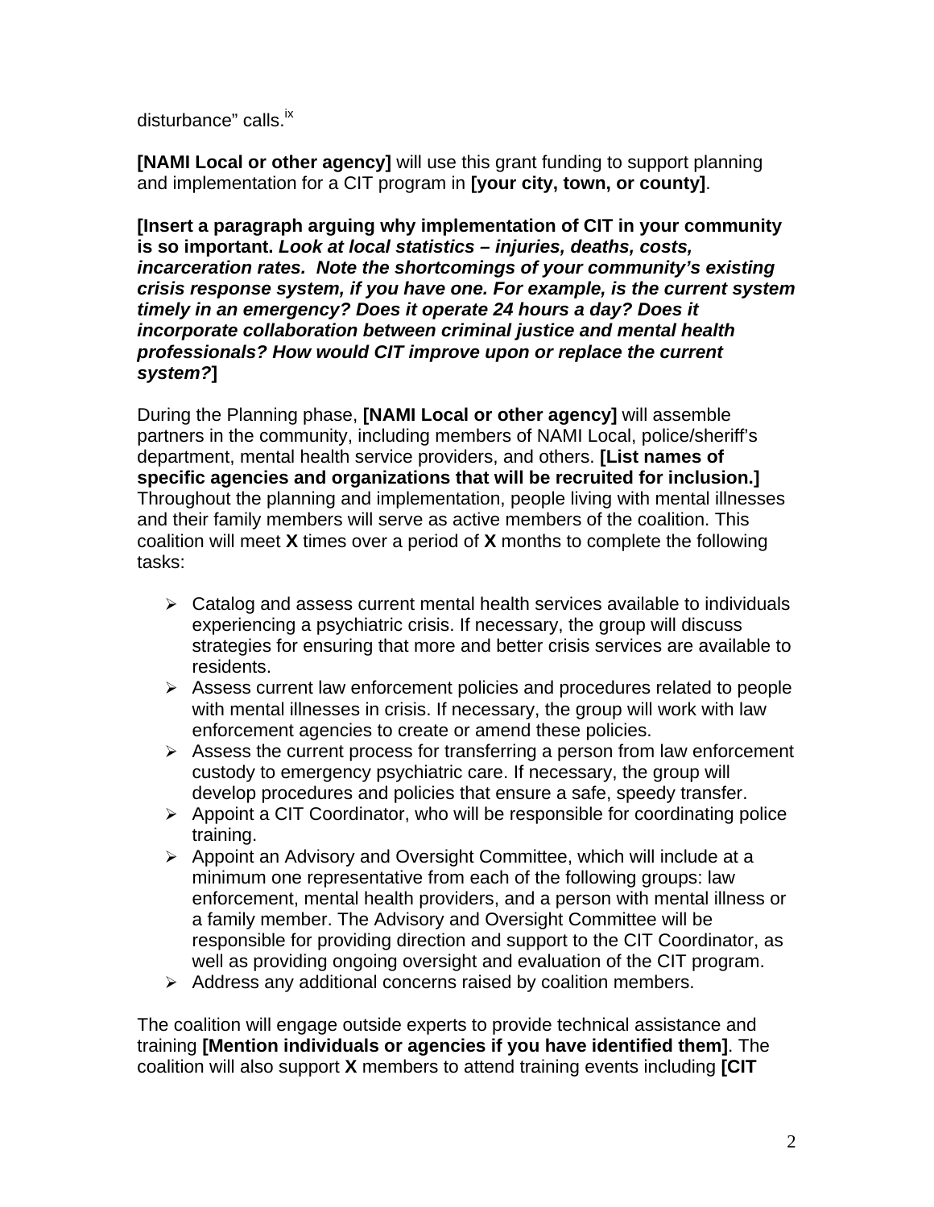disturbance" calls.[ix]

**[NAMI Local or other agency]** will use this grant funding to support planning and implementation for a CIT program in **[your city, town, or county]**.

**[Insert a paragraph arguing why implementation of CIT in your community is so important.** ***Look at local statistics – injuries, deaths, costs, incarceration rates. Note the shortcomings of your community's existing crisis response system, if you have one. For example, is the current system timely in an emergency? Does it operate 24 hours a day? Does it incorporate collaboration between criminal justice and mental health professionals? How would CIT improve upon or replace the current system?*** **]**

During the Planning phase, **[NAMI Local or other agency]** will assemble partners in the community, including members of NAMI Local, police/sheriff's department, mental health service providers, and others. **[List names of specific agencies and organizations that will be recruited for inclusion.]** Throughout the planning and implementation, people living with mental illnesses and their family members will serve as active members of the coalition. This coalition will meet **X** times over a period of **X** months to complete the following tasks:

- Catalog and assess current mental health services available to individuals experiencing a psychiatric crisis. If necessary, the group will discuss strategies for ensuring that more and better crisis services are available to residents.
- Assess current law enforcement policies and procedures related to people with mental illnesses in crisis. If necessary, the group will work with law enforcement agencies to create or amend these policies.
- Assess the current process for transferring a person from law enforcement custody to emergency psychiatric care. If necessary, the group will develop procedures and policies that ensure a safe, speedy transfer.
- Appoint a CIT Coordinator, who will be responsible for coordinating police training.
- Appoint an Advisory and Oversight Committee, which will include at a minimum one representative from each of the following groups: law enforcement, mental health providers, and a person with mental illness or a family member. The Advisory and Oversight Committee will be responsible for providing direction and support to the CIT Coordinator, as well as providing ongoing oversight and evaluation of the CIT program.
- Address any additional concerns raised by coalition members.

The coalition will engage outside experts to provide technical assistance and training **[Mention individuals or agencies if you have identified them]**. The coalition will also support **X** members to attend training events including **[CIT**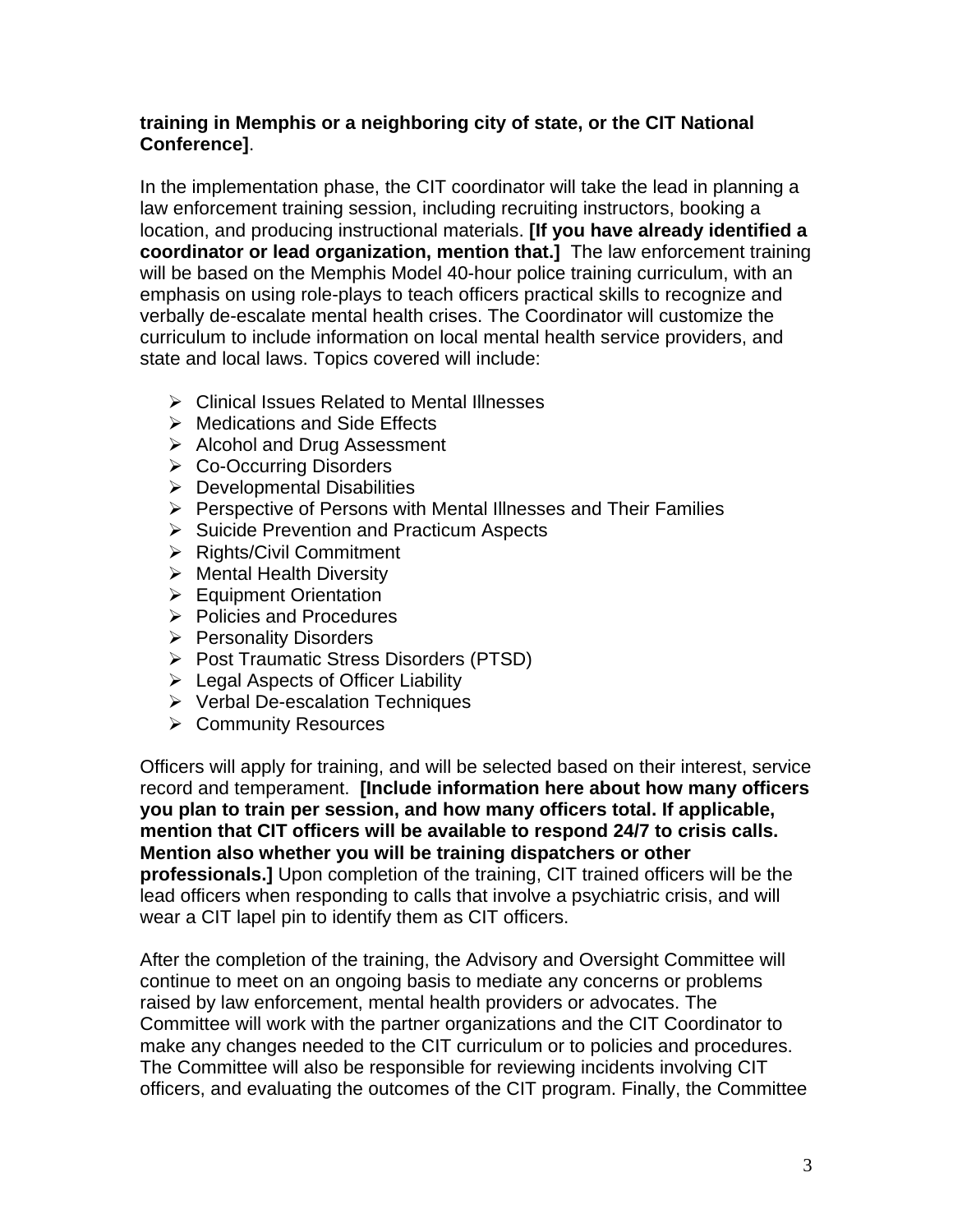**training in Memphis or a neighboring city of state, or the CIT National Conference]**.

In the implementation phase, the CIT coordinator will take the lead in planning a law enforcement training session, including recruiting instructors, booking a location, and producing instructional materials. **[If you have already identified a coordinator or lead organization, mention that.]** The law enforcement training will be based on the Memphis Model 40-hour police training curriculum, with an emphasis on using role-plays to teach officers practical skills to recognize and verbally de-escalate mental health crises. The Coordinator will customize the curriculum to include information on local mental health service providers, and state and local laws. Topics covered will include:

- Clinical Issues Related to Mental Illnesses
- Medications and Side Effects
- Alcohol and Drug Assessment
- Co-Occurring Disorders
- Developmental Disabilities
- Perspective of Persons with Mental Illnesses and Their Families
- Suicide Prevention and Practicum Aspects
- Rights/Civil Commitment
- Mental Health Diversity
- Equipment Orientation
- Policies and Procedures
- Personality Disorders
- Post Traumatic Stress Disorders (PTSD)
- Legal Aspects of Officer Liability
- Verbal De-escalation Techniques
- Community Resources

Officers will apply for training, and will be selected based on their interest, service record and temperament. **[Include information here about how many officers you plan to train per session, and how many officers total. If applicable, mention that CIT officers will be available to respond 24/7 to crisis calls. Mention also whether you will be training dispatchers or other professionals.]** Upon completion of the training, CIT trained officers will be the lead officers when responding to calls that involve a psychiatric crisis, and will wear a CIT lapel pin to identify them as CIT officers.

After the completion of the training, the Advisory and Oversight Committee will continue to meet on an ongoing basis to mediate any concerns or problems raised by law enforcement, mental health providers or advocates. The Committee will work with the partner organizations and the CIT Coordinator to make any changes needed to the CIT curriculum or to policies and procedures. The Committee will also be responsible for reviewing incidents involving CIT officers, and evaluating the outcomes of the CIT program. Finally, the Committee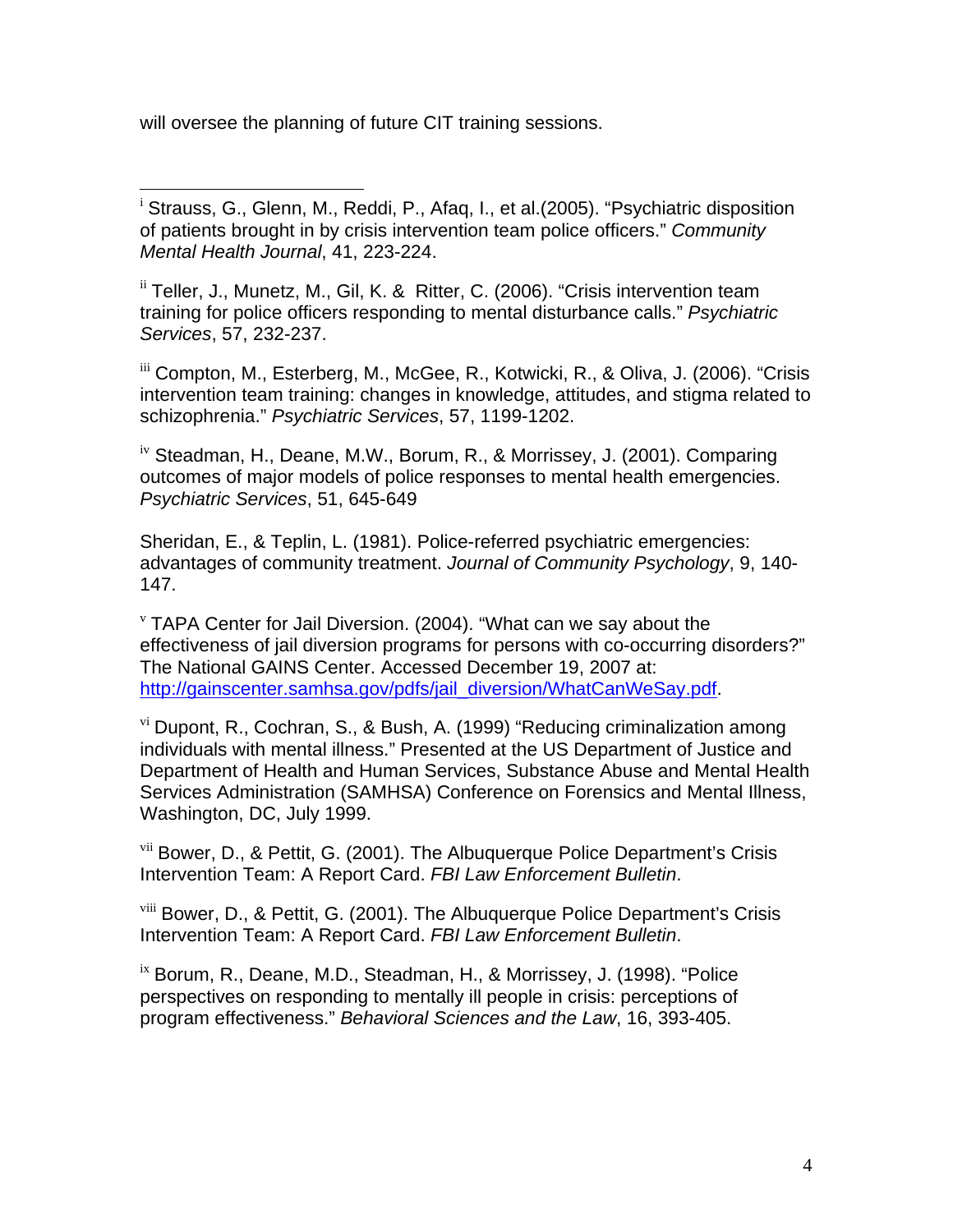will oversee the planning of future CIT training sessions.

---

[i] Strauss, G., Glenn, M., Reddi, P., Afaq, I., et al.(2005). "Psychiatric disposition of patients brought in by crisis intervention team police officers." *Community Mental Health Journal*, 41, 223-224.

[ii] Teller, J., Munetz, M., Gil, K. & Ritter, C. (2006). "Crisis intervention team training for police officers responding to mental disturbance calls." *Psychiatric Services*, 57, 232-237.

[iii] Compton, M., Esterberg, M., McGee, R., Kotwicki, R., & Oliva, J. (2006). "Crisis intervention team training: changes in knowledge, attitudes, and stigma related to schizophrenia." *Psychiatric Services*, 57, 1199-1202.

[iv] Steadman, H., Deane, M.W., Borum, R., & Morrissey, J. (2001). Comparing outcomes of major models of police responses to mental health emergencies. *Psychiatric Services*, 51, 645-649

Sheridan, E., & Teplin, L. (1981). Police-referred psychiatric emergencies: advantages of community treatment. *Journal of Community Psychology*, 9, 140-147.

[v] TAPA Center for Jail Diversion. (2004). "What can we say about the effectiveness of jail diversion programs for persons with co-occurring disorders?" The National GAINS Center. Accessed December 19, 2007 at: http://gainscenter.samhsa.gov/pdfs/jail_diversion/WhatCanWeSay.pdf.

[vi] Dupont, R., Cochran, S., & Bush, A. (1999) "Reducing criminalization among individuals with mental illness." Presented at the US Department of Justice and Department of Health and Human Services, Substance Abuse and Mental Health Services Administration (SAMHSA) Conference on Forensics and Mental Illness, Washington, DC, July 1999.

[vii] Bower, D., & Pettit, G. (2001). The Albuquerque Police Department's Crisis Intervention Team: A Report Card. *FBI Law Enforcement Bulletin*.

[viii] Bower, D., & Pettit, G. (2001). The Albuquerque Police Department's Crisis Intervention Team: A Report Card. *FBI Law Enforcement Bulletin*.

[ix] Borum, R., Deane, M.D., Steadman, H., & Morrissey, J. (1998). "Police perspectives on responding to mentally ill people in crisis: perceptions of program effectiveness." *Behavioral Sciences and the Law*, 16, 393-405.